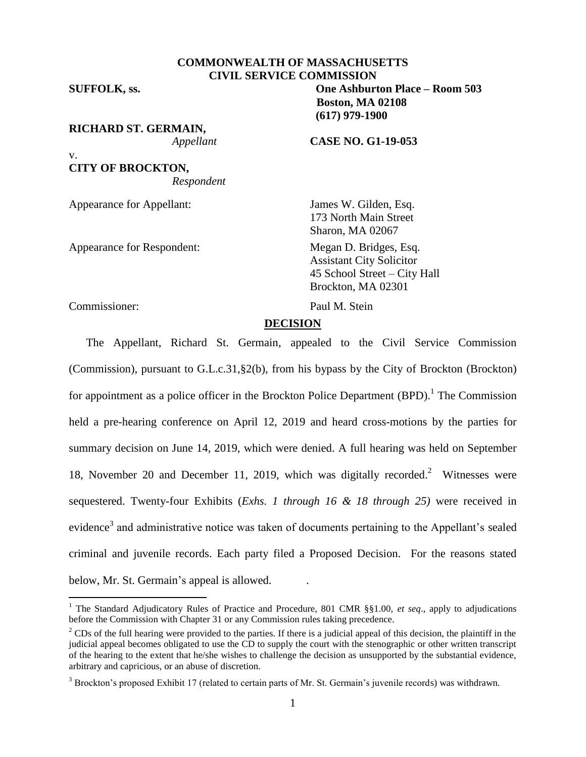**COMMONWEALTH OF MASSACHUSETTS**
**CIVIL SERVICE COMMISSION**

**SUFFOLK, ss.**

**One Ashburton Place – Room 503**
**Boston, MA 02108**
**(617) 979-1900**

**RICHARD ST. GERMAIN,**
*Appellant*

v.

**CITY OF BROCKTON,**
*Respondent*

**CASE NO. G1-19-053**

Appearance for Appellant: James W. Gilden, Esq.
173 North Main Street
Sharon, MA 02067

Appearance for Respondent: Megan D. Bridges, Esq.
Assistant City Solicitor
45 School Street – City Hall
Brockton, MA 02301

Commissioner: Paul M. Stein

## DECISION

The Appellant, Richard St. Germain, appealed to the Civil Service Commission (Commission), pursuant to G.L.c.31,§2(b), from his bypass by the City of Brockton (Brockton) for appointment as a police officer in the Brockton Police Department (BPD).[1] The Commission held a pre-hearing conference on April 12, 2019 and heard cross-motions by the parties for summary decision on June 14, 2019, which were denied. A full hearing was held on September 18, November 20 and December 11, 2019, which was digitally recorded.[2] Witnesses were sequestered. Twenty-four Exhibits (*Exhs. 1 through 16 & 18 through 25)* were received in evidence[3] and administrative notice was taken of documents pertaining to the Appellant's sealed criminal and juvenile records. Each party filed a Proposed Decision. For the reasons stated below, Mr. St. Germain's appeal is allowed.

---

[1] The Standard Adjudicatory Rules of Practice and Procedure, 801 CMR §§1.00, *et seq*., apply to adjudications before the Commission with Chapter 31 or any Commission rules taking precedence.

[2] CDs of the full hearing were provided to the parties. If there is a judicial appeal of this decision, the plaintiff in the judicial appeal becomes obligated to use the CD to supply the court with the stenographic or other written transcript of the hearing to the extent that he/she wishes to challenge the decision as unsupported by the substantial evidence, arbitrary and capricious, or an abuse of discretion.

[3] Brockton's proposed Exhibit 17 (related to certain parts of Mr. St. Germain's juvenile records) was withdrawn.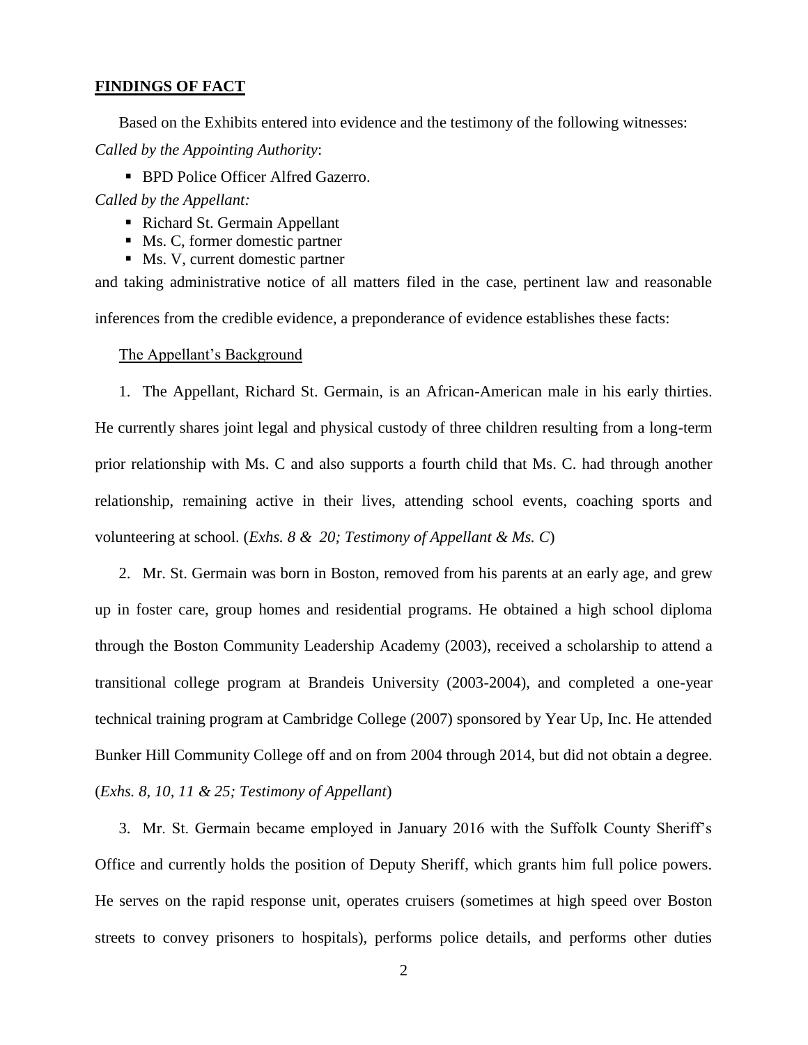## **FINDINGS OF FACT**

Based on the Exhibits entered into evidence and the testimony of the following witnesses:

*Called by the Appointing Authority*:

- BPD Police Officer Alfred Gazerro.

*Called by the Appellant:*

- Richard St. Germain Appellant
- Ms. C, former domestic partner
- Ms. V, current domestic partner

and taking administrative notice of all matters filed in the case, pertinent law and reasonable inferences from the credible evidence, a preponderance of evidence establishes these facts:

The Appellant's Background

1. The Appellant, Richard St. Germain, is an African-American male in his early thirties. He currently shares joint legal and physical custody of three children resulting from a long-term prior relationship with Ms. C and also supports a fourth child that Ms. C. had through another relationship, remaining active in their lives, attending school events, coaching sports and volunteering at school. (*Exhs. 8 & 20; Testimony of Appellant & Ms. C*)

2. Mr. St. Germain was born in Boston, removed from his parents at an early age, and grew up in foster care, group homes and residential programs. He obtained a high school diploma through the Boston Community Leadership Academy (2003), received a scholarship to attend a transitional college program at Brandeis University (2003-2004), and completed a one-year technical training program at Cambridge College (2007) sponsored by Year Up, Inc. He attended Bunker Hill Community College off and on from 2004 through 2014, but did not obtain a degree. (*Exhs. 8, 10, 11 & 25; Testimony of Appellant*)

3. Mr. St. Germain became employed in January 2016 with the Suffolk County Sheriff's Office and currently holds the position of Deputy Sheriff, which grants him full police powers. He serves on the rapid response unit, operates cruisers (sometimes at high speed over Boston streets to convey prisoners to hospitals), performs police details, and performs other duties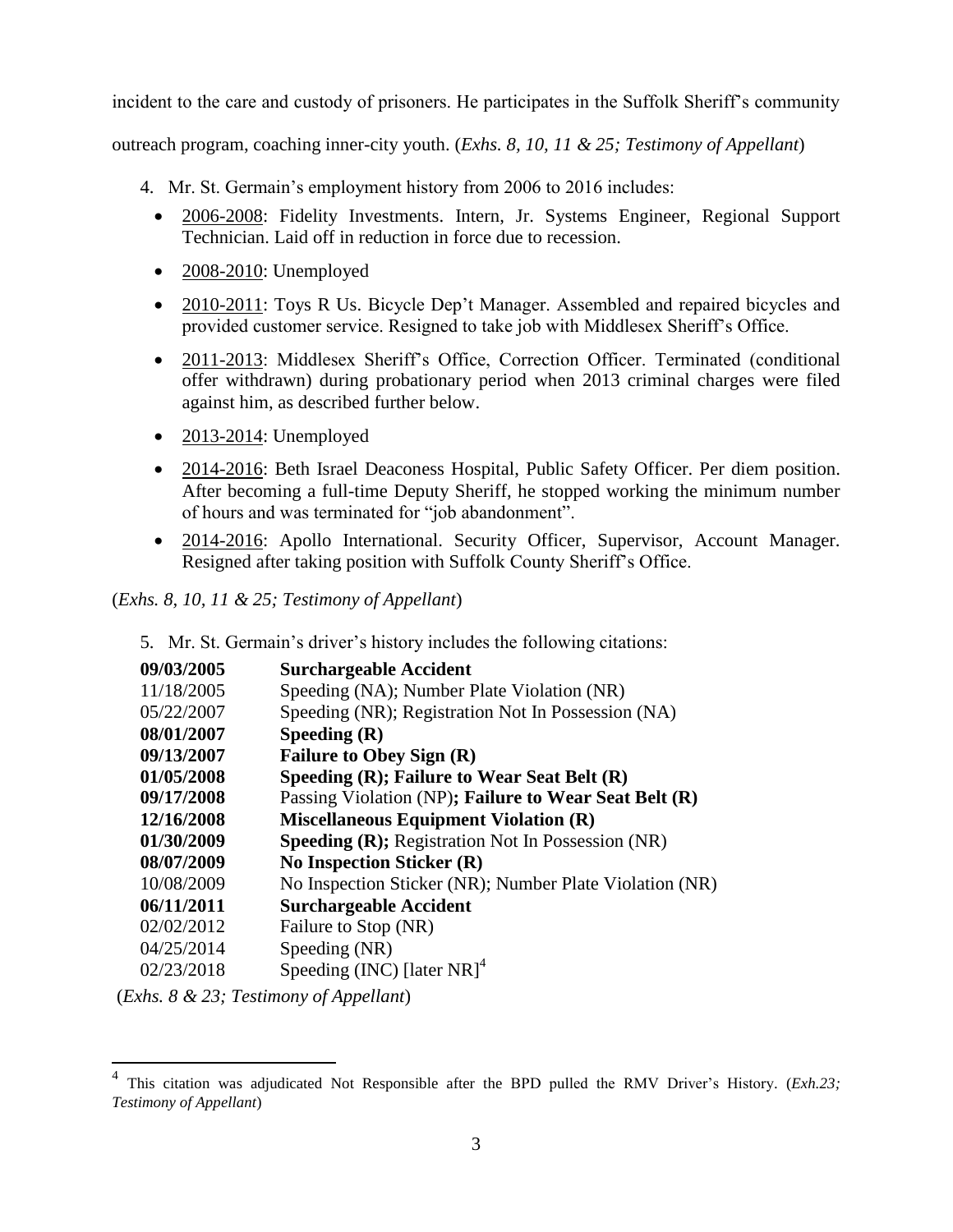incident to the care and custody of prisoners. He participates in the Suffolk Sheriff's community outreach program, coaching inner-city youth. (*Exhs. 8, 10, 11 & 25; Testimony of Appellant*)

4. Mr. St. Germain's employment history from 2006 to 2016 includes:

   - 2006-2008: Fidelity Investments. Intern, Jr. Systems Engineer, Regional Support Technician. Laid off in reduction in force due to recession.
   - 2008-2010: Unemployed
   - 2010-2011: Toys R Us. Bicycle Dep't Manager. Assembled and repaired bicycles and provided customer service. Resigned to take job with Middlesex Sheriff's Office.
   - 2011-2013: Middlesex Sheriff's Office, Correction Officer. Terminated (conditional offer withdrawn) during probationary period when 2013 criminal charges were filed against him, as described further below.
   - 2013-2014: Unemployed
   - 2014-2016: Beth Israel Deaconess Hospital, Public Safety Officer. Per diem position. After becoming a full-time Deputy Sheriff, he stopped working the minimum number of hours and was terminated for "job abandonment".
   - 2014-2016: Apollo International. Security Officer, Supervisor, Account Manager. Resigned after taking position with Suffolk County Sheriff's Office.

(*Exhs. 8, 10, 11 & 25; Testimony of Appellant*)

5. Mr. St. Germain's driver's history includes the following citations:

| | |
|---|---|
| **09/03/2005** | **Surchargeable Accident** |
| 11/18/2005 | Speeding (NA); Number Plate Violation (NR) |
| 05/22/2007 | Speeding (NR); Registration Not In Possession (NA) |
| **08/01/2007** | **Speeding (R)** |
| **09/13/2007** | **Failure to Obey Sign (R)** |
| **01/05/2008** | **Speeding (R); Failure to Wear Seat Belt (R)** |
| **09/17/2008** | Passing Violation (NP)**; Failure to Wear Seat Belt (R)** |
| **12/16/2008** | **Miscellaneous Equipment Violation (R)** |
| **01/30/2009** | **Speeding (R);** Registration Not In Possession (NR) |
| **08/07/2009** | **No Inspection Sticker (R)** |
| 10/08/2009 | No Inspection Sticker (NR); Number Plate Violation (NR) |
| **06/11/2011** | **Surchargeable Accident** |
| 02/02/2012 | Failure to Stop (NR) |
| 04/25/2014 | Speeding (NR) |
| 02/23/2018 | Speeding (INC) [later NR][4] |

(*Exhs. 8 & 23; Testimony of Appellant*)

[4] This citation was adjudicated Not Responsible after the BPD pulled the RMV Driver's History. (*Exh.23; Testimony of Appellant*)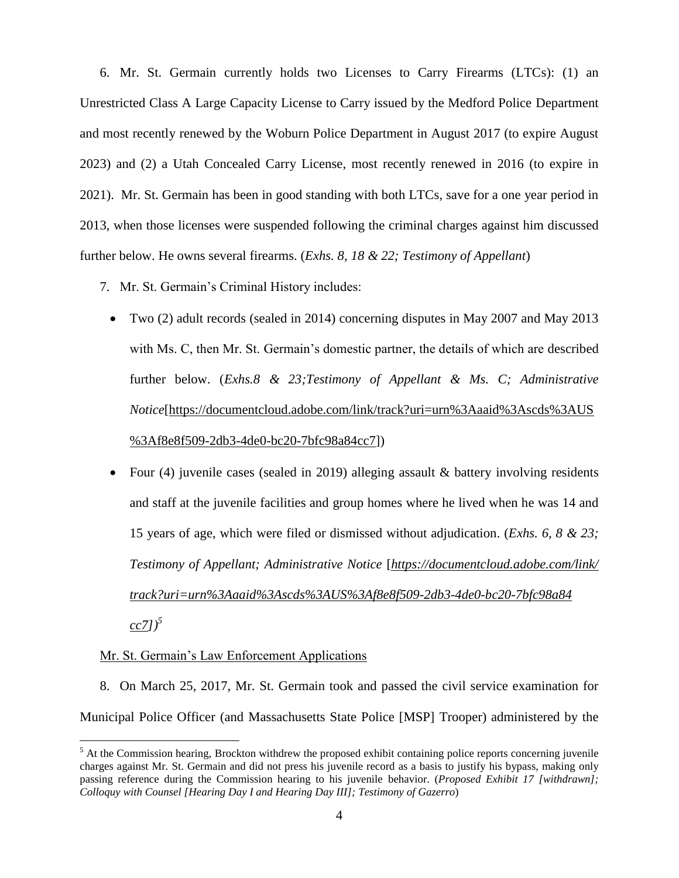6. Mr. St. Germain currently holds two Licenses to Carry Firearms (LTCs): (1) an Unrestricted Class A Large Capacity License to Carry issued by the Medford Police Department and most recently renewed by the Woburn Police Department in August 2017 (to expire August 2023) and (2) a Utah Concealed Carry License, most recently renewed in 2016 (to expire in 2021). Mr. St. Germain has been in good standing with both LTCs, save for a one year period in 2013, when those licenses were suspended following the criminal charges against him discussed further below. He owns several firearms. (*Exhs. 8, 18 & 22; Testimony of Appellant*)

7. Mr. St. Germain's Criminal History includes:

- Two (2) adult records (sealed in 2014) concerning disputes in May 2007 and May 2013 with Ms. C, then Mr. St. Germain's domestic partner, the details of which are described further below. (*Exhs.8 & 23;Testimony of Appellant & Ms. C; Administrative Notice*[https://documentcloud.adobe.com/link/track?uri=urn%3Aaaid%3Ascds%3AUS%3Af8e8f509-2db3-4de0-bc20-7bfc98a84cc7])
- Four (4) juvenile cases (sealed in 2019) alleging assault & battery involving residents and staff at the juvenile facilities and group homes where he lived when he was 14 and 15 years of age, which were filed or dismissed without adjudication. (*Exhs. 6, 8 & 23; Testimony of Appellant; Administrative Notice* [*https://documentcloud.adobe.com/link/track?uri=urn%3Aaaid%3Ascds%3AUS%3Af8e8f509-2db3-4de0-bc20-7bfc98a84cc7]*)[5]

Mr. St. Germain's Law Enforcement Applications

8. On March 25, 2017, Mr. St. Germain took and passed the civil service examination for Municipal Police Officer (and Massachusetts State Police [MSP] Trooper) administered by the

[5] At the Commission hearing, Brockton withdrew the proposed exhibit containing police reports concerning juvenile charges against Mr. St. Germain and did not press his juvenile record as a basis to justify his bypass, making only passing reference during the Commission hearing to his juvenile behavior. (*Proposed Exhibit 17 [withdrawn]; Colloquy with Counsel [Hearing Day I and Hearing Day III]; Testimony of Gazerro*)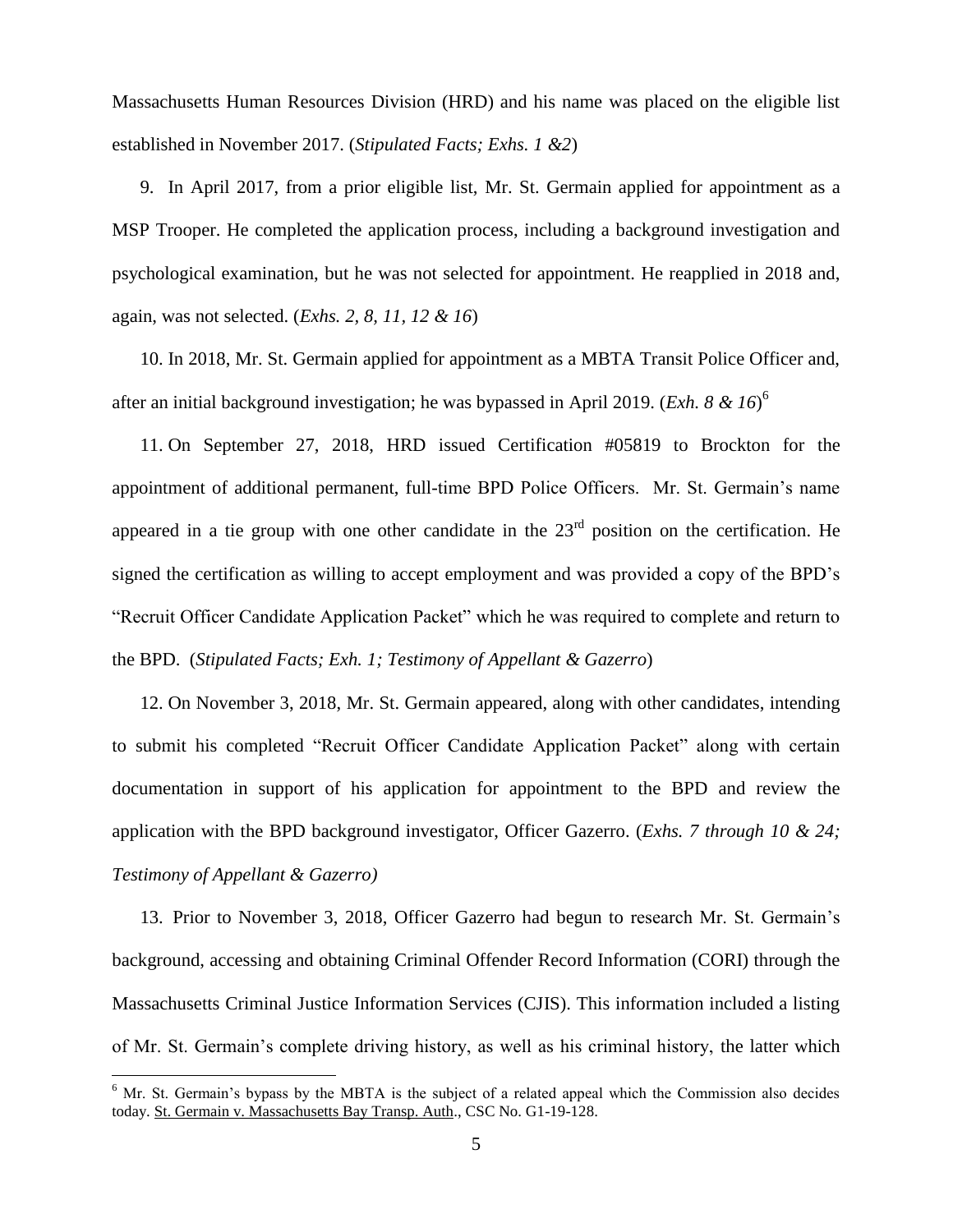Massachusetts Human Resources Division (HRD) and his name was placed on the eligible list established in November 2017. (*Stipulated Facts; Exhs. 1 &2*)

9. In April 2017, from a prior eligible list, Mr. St. Germain applied for appointment as a MSP Trooper. He completed the application process, including a background investigation and psychological examination, but he was not selected for appointment. He reapplied in 2018 and, again, was not selected. (*Exhs. 2, 8, 11, 12 & 16*)

10. In 2018, Mr. St. Germain applied for appointment as a MBTA Transit Police Officer and, after an initial background investigation; he was bypassed in April 2019. (*Exh. 8 & 16*)[6]

11. On September 27, 2018, HRD issued Certification #05819 to Brockton for the appointment of additional permanent, full-time BPD Police Officers. Mr. St. Germain's name appeared in a tie group with one other candidate in the 23rd position on the certification. He signed the certification as willing to accept employment and was provided a copy of the BPD's "Recruit Officer Candidate Application Packet" which he was required to complete and return to the BPD. (*Stipulated Facts; Exh. 1; Testimony of Appellant & Gazerro*)

12. On November 3, 2018, Mr. St. Germain appeared, along with other candidates, intending to submit his completed "Recruit Officer Candidate Application Packet" along with certain documentation in support of his application for appointment to the BPD and review the application with the BPD background investigator, Officer Gazerro. (*Exhs. 7 through 10 & 24; Testimony of Appellant & Gazerro)*

13. Prior to November 3, 2018, Officer Gazerro had begun to research Mr. St. Germain's background, accessing and obtaining Criminal Offender Record Information (CORI) through the Massachusetts Criminal Justice Information Services (CJIS). This information included a listing of Mr. St. Germain's complete driving history, as well as his criminal history, the latter which

[6] Mr. St. Germain's bypass by the MBTA is the subject of a related appeal which the Commission also decides today. St. Germain v. Massachusetts Bay Transp. Auth., CSC No. G1-19-128.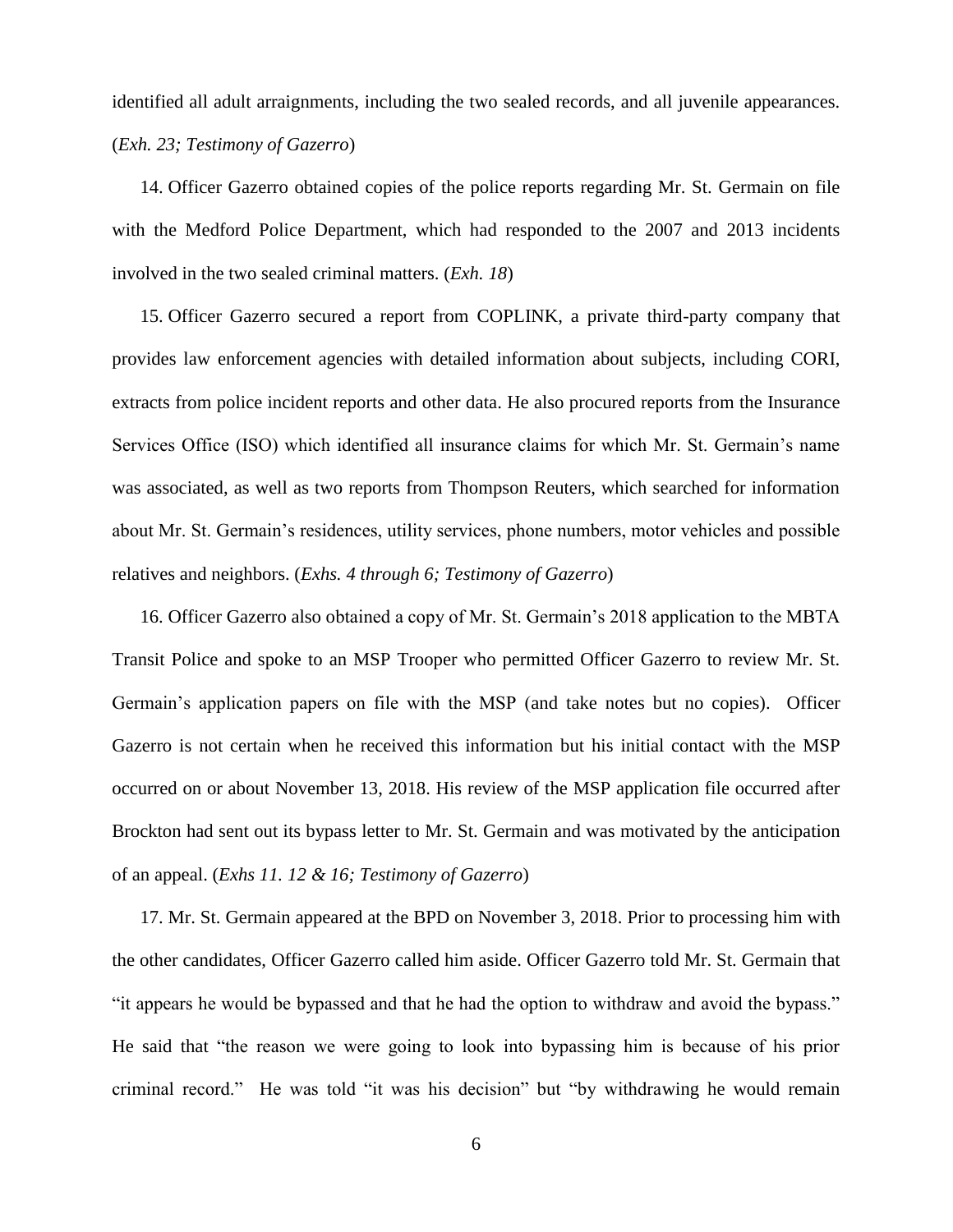identified all adult arraignments, including the two sealed records, and all juvenile appearances. (*Exh. 23; Testimony of Gazerro*)

14. Officer Gazerro obtained copies of the police reports regarding Mr. St. Germain on file with the Medford Police Department, which had responded to the 2007 and 2013 incidents involved in the two sealed criminal matters. (*Exh. 18*)

15. Officer Gazerro secured a report from COPLINK, a private third-party company that provides law enforcement agencies with detailed information about subjects, including CORI, extracts from police incident reports and other data. He also procured reports from the Insurance Services Office (ISO) which identified all insurance claims for which Mr. St. Germain's name was associated, as well as two reports from Thompson Reuters, which searched for information about Mr. St. Germain's residences, utility services, phone numbers, motor vehicles and possible relatives and neighbors. (*Exhs. 4 through 6; Testimony of Gazerro*)

16. Officer Gazerro also obtained a copy of Mr. St. Germain's 2018 application to the MBTA Transit Police and spoke to an MSP Trooper who permitted Officer Gazerro to review Mr. St. Germain's application papers on file with the MSP (and take notes but no copies). Officer Gazerro is not certain when he received this information but his initial contact with the MSP occurred on or about November 13, 2018. His review of the MSP application file occurred after Brockton had sent out its bypass letter to Mr. St. Germain and was motivated by the anticipation of an appeal. (*Exhs 11. 12 & 16; Testimony of Gazerro*)

17. Mr. St. Germain appeared at the BPD on November 3, 2018. Prior to processing him with the other candidates, Officer Gazerro called him aside. Officer Gazerro told Mr. St. Germain that "it appears he would be bypassed and that he had the option to withdraw and avoid the bypass." He said that "the reason we were going to look into bypassing him is because of his prior criminal record." He was told "it was his decision" but "by withdrawing he would remain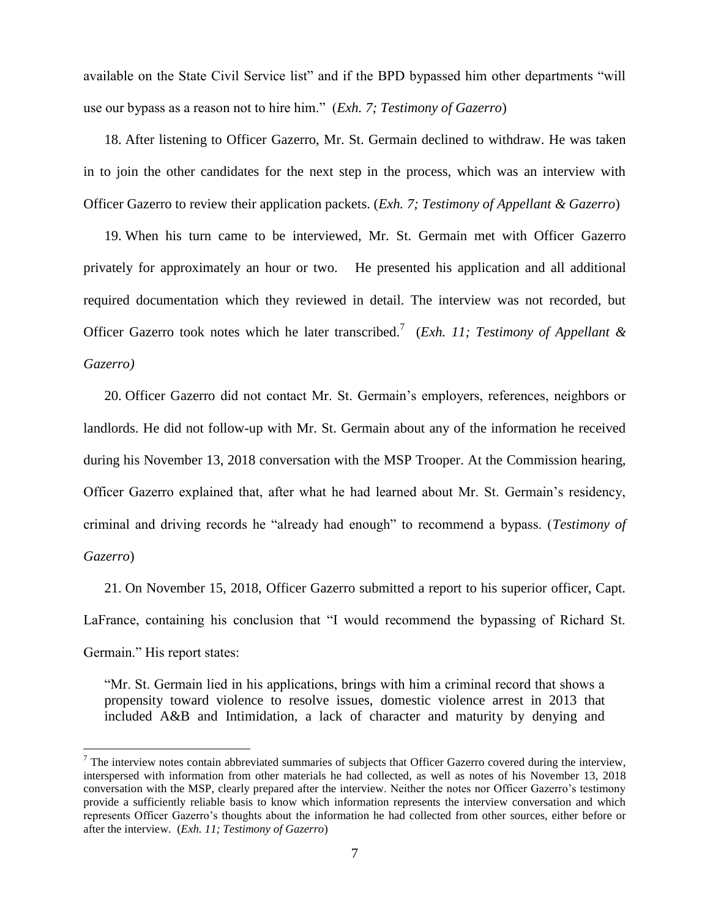available on the State Civil Service list" and if the BPD bypassed him other departments "will use our bypass as a reason not to hire him." (*Exh. 7; Testimony of Gazerro*)

18. After listening to Officer Gazerro, Mr. St. Germain declined to withdraw. He was taken in to join the other candidates for the next step in the process, which was an interview with Officer Gazerro to review their application packets. (*Exh. 7; Testimony of Appellant & Gazerro*)

19. When his turn came to be interviewed, Mr. St. Germain met with Officer Gazerro privately for approximately an hour or two. He presented his application and all additional required documentation which they reviewed in detail. The interview was not recorded, but Officer Gazerro took notes which he later transcribed.[7] (*Exh. 11; Testimony of Appellant & Gazerro)*

20. Officer Gazerro did not contact Mr. St. Germain's employers, references, neighbors or landlords. He did not follow-up with Mr. St. Germain about any of the information he received during his November 13, 2018 conversation with the MSP Trooper. At the Commission hearing, Officer Gazerro explained that, after what he had learned about Mr. St. Germain's residency, criminal and driving records he "already had enough" to recommend a bypass. (*Testimony of Gazerro*)

21. On November 15, 2018, Officer Gazerro submitted a report to his superior officer, Capt. LaFrance, containing his conclusion that "I would recommend the bypassing of Richard St. Germain." His report states:

> "Mr. St. Germain lied in his applications, brings with him a criminal record that shows a propensity toward violence to resolve issues, domestic violence arrest in 2013 that included A&B and Intimidation, a lack of character and maturity by denying and

---

[7] The interview notes contain abbreviated summaries of subjects that Officer Gazerro covered during the interview, interspersed with information from other materials he had collected, as well as notes of his November 13, 2018 conversation with the MSP, clearly prepared after the interview. Neither the notes nor Officer Gazerro's testimony provide a sufficiently reliable basis to know which information represents the interview conversation and which represents Officer Gazerro's thoughts about the information he had collected from other sources, either before or after the interview. (*Exh. 11; Testimony of Gazerro*)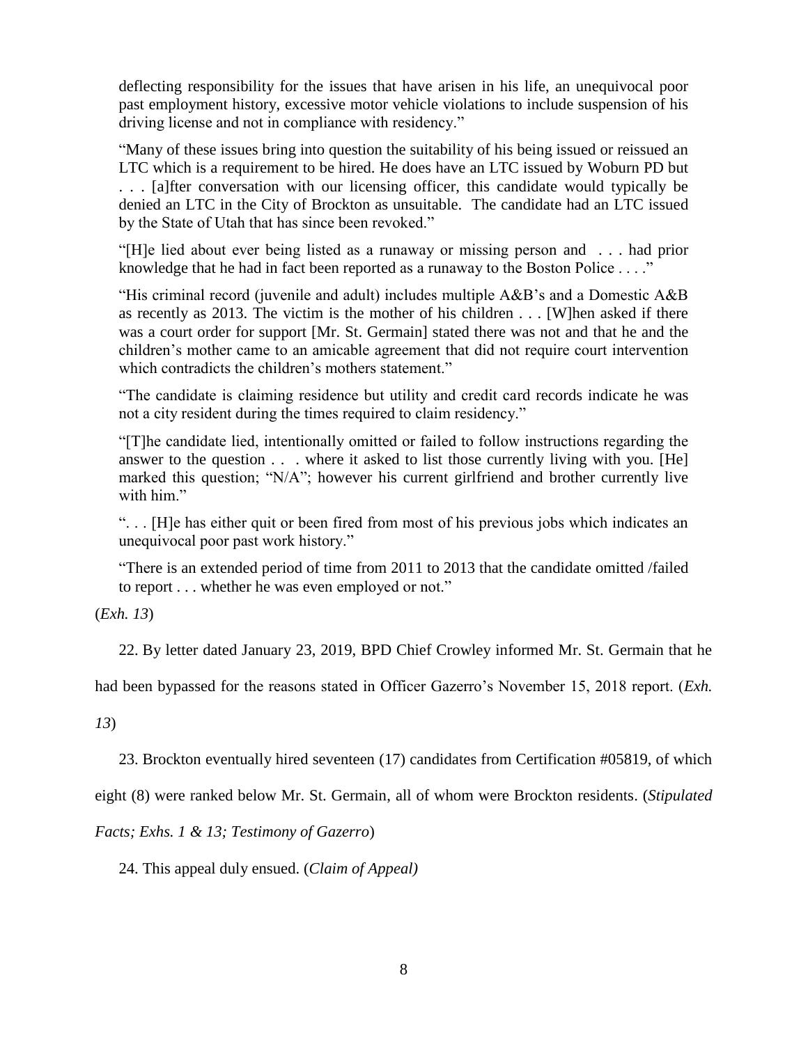deflecting responsibility for the issues that have arisen in his life, an unequivocal poor past employment history, excessive motor vehicle violations to include suspension of his driving license and not in compliance with residency."

"Many of these issues bring into question the suitability of his being issued or reissued an LTC which is a requirement to be hired. He does have an LTC issued by Woburn PD but . . . [a]fter conversation with our licensing officer, this candidate would typically be denied an LTC in the City of Brockton as unsuitable. The candidate had an LTC issued by the State of Utah that has since been revoked."

"[H]e lied about ever being listed as a runaway or missing person and . . . had prior knowledge that he had in fact been reported as a runaway to the Boston Police . . . ."

"His criminal record (juvenile and adult) includes multiple A&B's and a Domestic A&B as recently as 2013. The victim is the mother of his children . . . [W]hen asked if there was a court order for support [Mr. St. Germain] stated there was not and that he and the children's mother came to an amicable agreement that did not require court intervention which contradicts the children's mothers statement."

"The candidate is claiming residence but utility and credit card records indicate he was not a city resident during the times required to claim residency."

"[T]he candidate lied, intentionally omitted or failed to follow instructions regarding the answer to the question . . . where it asked to list those currently living with you. [He] marked this question; "N/A"; however his current girlfriend and brother currently live with him."

". . . [H]e has either quit or been fired from most of his previous jobs which indicates an unequivocal poor past work history."

"There is an extended period of time from 2011 to 2013 that the candidate omitted /failed to report . . . whether he was even employed or not."

(*Exh. 13*)

22. By letter dated January 23, 2019, BPD Chief Crowley informed Mr. St. Germain that he had been bypassed for the reasons stated in Officer Gazerro's November 15, 2018 report. (*Exh. 13*)

23. Brockton eventually hired seventeen (17) candidates from Certification #05819, of which eight (8) were ranked below Mr. St. Germain, all of whom were Brockton residents. (*Stipulated Facts; Exhs. 1 & 13; Testimony of Gazerro*)

24. This appeal duly ensued. (*Claim of Appeal)*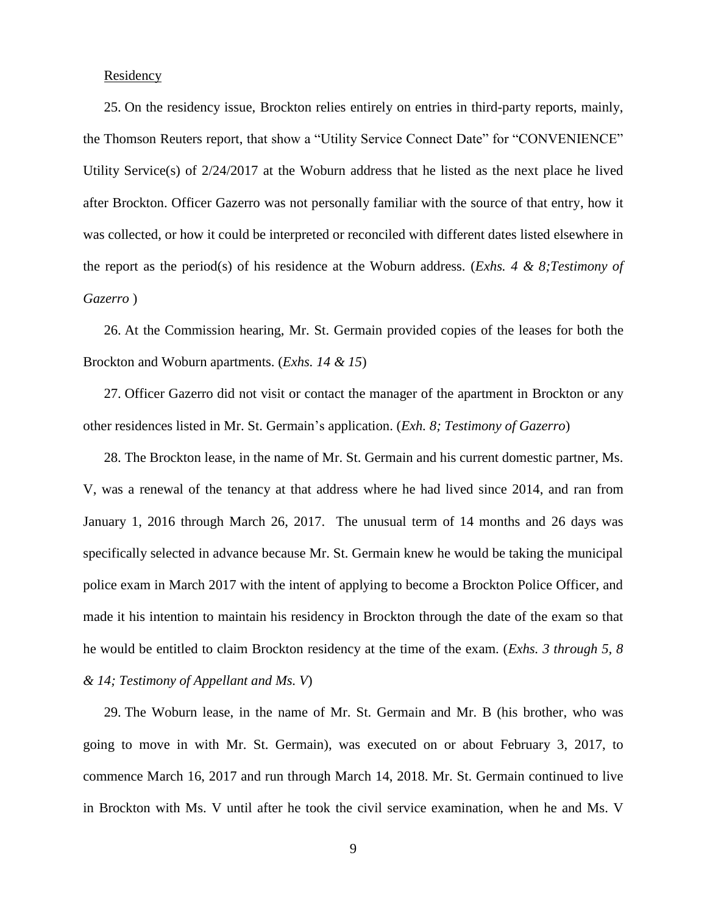Residency

25. On the residency issue, Brockton relies entirely on entries in third-party reports, mainly, the Thomson Reuters report, that show a "Utility Service Connect Date" for "CONVENIENCE" Utility Service(s) of 2/24/2017 at the Woburn address that he listed as the next place he lived after Brockton. Officer Gazerro was not personally familiar with the source of that entry, how it was collected, or how it could be interpreted or reconciled with different dates listed elsewhere in the report as the period(s) of his residence at the Woburn address. (*Exhs. 4 & 8;Testimony of Gazerro* )

26. At the Commission hearing, Mr. St. Germain provided copies of the leases for both the Brockton and Woburn apartments. (*Exhs. 14 & 15*)

27. Officer Gazerro did not visit or contact the manager of the apartment in Brockton or any other residences listed in Mr. St. Germain's application. (*Exh. 8; Testimony of Gazerro*)

28. The Brockton lease, in the name of Mr. St. Germain and his current domestic partner, Ms. V, was a renewal of the tenancy at that address where he had lived since 2014, and ran from January 1, 2016 through March 26, 2017. The unusual term of 14 months and 26 days was specifically selected in advance because Mr. St. Germain knew he would be taking the municipal police exam in March 2017 with the intent of applying to become a Brockton Police Officer, and made it his intention to maintain his residency in Brockton through the date of the exam so that he would be entitled to claim Brockton residency at the time of the exam. (*Exhs. 3 through 5, 8 & 14; Testimony of Appellant and Ms. V*)

29. The Woburn lease, in the name of Mr. St. Germain and Mr. B (his brother, who was going to move in with Mr. St. Germain), was executed on or about February 3, 2017, to commence March 16, 2017 and run through March 14, 2018. Mr. St. Germain continued to live in Brockton with Ms. V until after he took the civil service examination, when he and Ms. V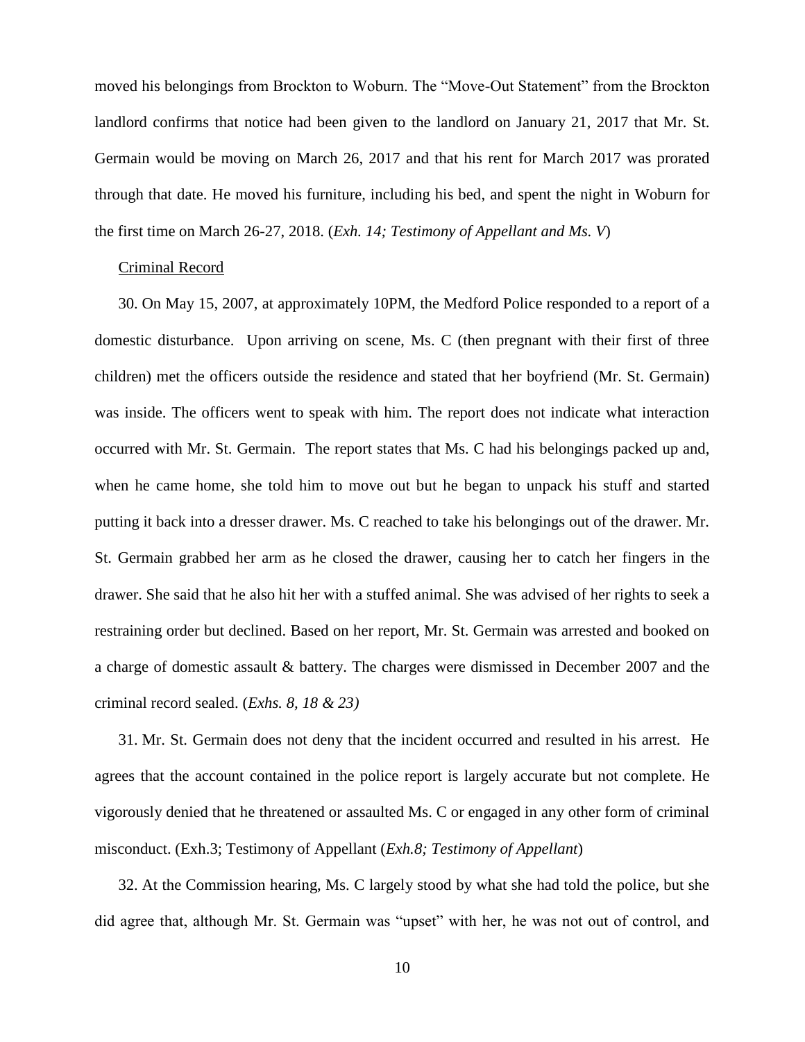moved his belongings from Brockton to Woburn. The "Move-Out Statement" from the Brockton landlord confirms that notice had been given to the landlord on January 21, 2017 that Mr. St. Germain would be moving on March 26, 2017 and that his rent for March 2017 was prorated through that date. He moved his furniture, including his bed, and spent the night in Woburn for the first time on March 26-27, 2018. (*Exh. 14; Testimony of Appellant and Ms. V*)

Criminal Record

30. On May 15, 2007, at approximately 10PM, the Medford Police responded to a report of a domestic disturbance. Upon arriving on scene, Ms. C (then pregnant with their first of three children) met the officers outside the residence and stated that her boyfriend (Mr. St. Germain) was inside. The officers went to speak with him. The report does not indicate what interaction occurred with Mr. St. Germain. The report states that Ms. C had his belongings packed up and, when he came home, she told him to move out but he began to unpack his stuff and started putting it back into a dresser drawer. Ms. C reached to take his belongings out of the drawer. Mr. St. Germain grabbed her arm as he closed the drawer, causing her to catch her fingers in the drawer. She said that he also hit her with a stuffed animal. She was advised of her rights to seek a restraining order but declined. Based on her report, Mr. St. Germain was arrested and booked on a charge of domestic assault & battery. The charges were dismissed in December 2007 and the criminal record sealed. (*Exhs. 8, 18 & 23)*

31. Mr. St. Germain does not deny that the incident occurred and resulted in his arrest. He agrees that the account contained in the police report is largely accurate but not complete. He vigorously denied that he threatened or assaulted Ms. C or engaged in any other form of criminal misconduct. (Exh.3; Testimony of Appellant (*Exh.8; Testimony of Appellant*)

32. At the Commission hearing, Ms. C largely stood by what she had told the police, but she did agree that, although Mr. St. Germain was "upset" with her, he was not out of control, and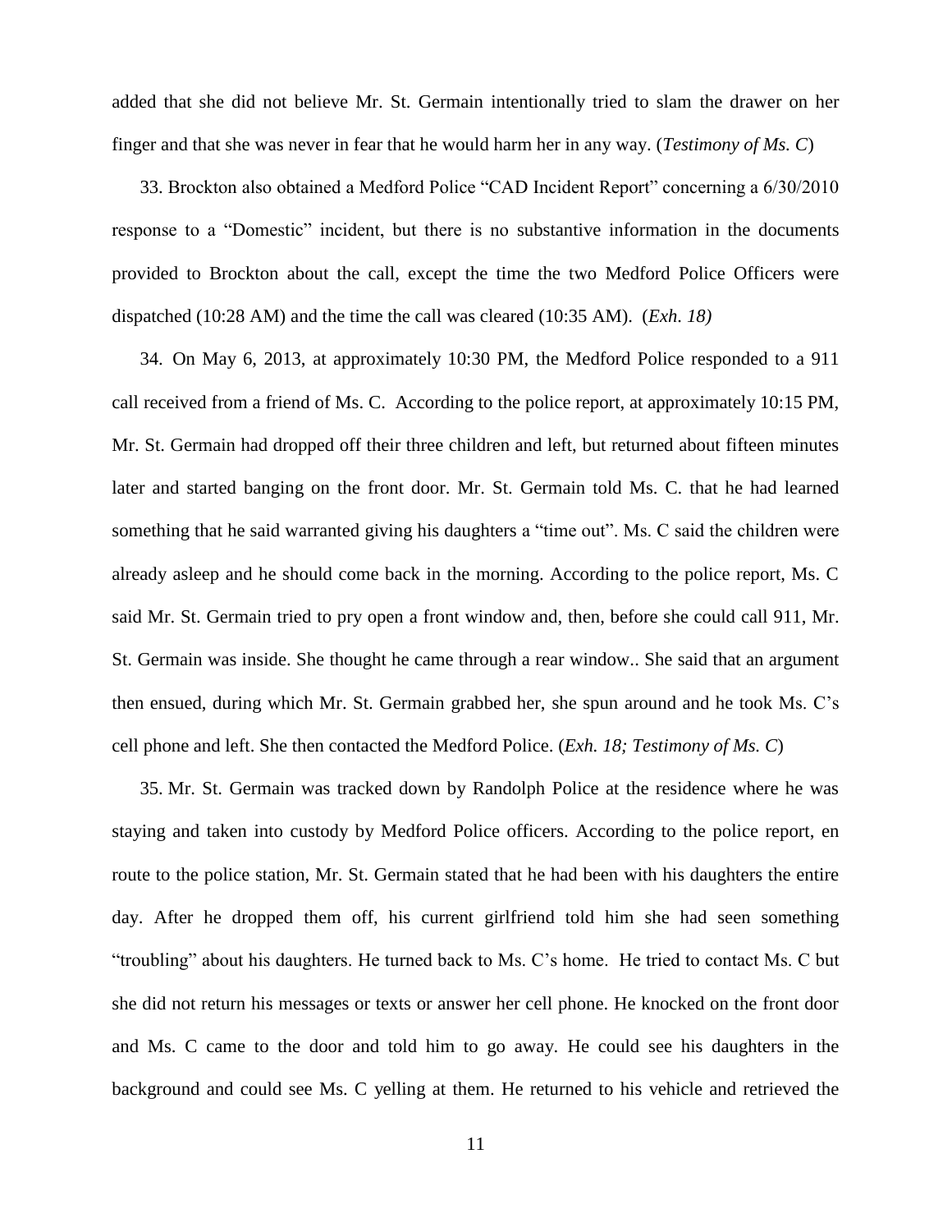added that she did not believe Mr. St. Germain intentionally tried to slam the drawer on her finger and that she was never in fear that he would harm her in any way. (*Testimony of Ms. C*)

33. Brockton also obtained a Medford Police "CAD Incident Report" concerning a 6/30/2010 response to a "Domestic" incident, but there is no substantive information in the documents provided to Brockton about the call, except the time the two Medford Police Officers were dispatched (10:28 AM) and the time the call was cleared (10:35 AM). (*Exh. 18)*

34. On May 6, 2013, at approximately 10:30 PM, the Medford Police responded to a 911 call received from a friend of Ms. C. According to the police report, at approximately 10:15 PM, Mr. St. Germain had dropped off their three children and left, but returned about fifteen minutes later and started banging on the front door. Mr. St. Germain told Ms. C. that he had learned something that he said warranted giving his daughters a "time out". Ms. C said the children were already asleep and he should come back in the morning. According to the police report, Ms. C said Mr. St. Germain tried to pry open a front window and, then, before she could call 911, Mr. St. Germain was inside. She thought he came through a rear window.. She said that an argument then ensued, during which Mr. St. Germain grabbed her, she spun around and he took Ms. C's cell phone and left. She then contacted the Medford Police. (*Exh. 18; Testimony of Ms. C*)

35. Mr. St. Germain was tracked down by Randolph Police at the residence where he was staying and taken into custody by Medford Police officers. According to the police report, en route to the police station, Mr. St. Germain stated that he had been with his daughters the entire day. After he dropped them off, his current girlfriend told him she had seen something "troubling" about his daughters. He turned back to Ms. C's home. He tried to contact Ms. C but she did not return his messages or texts or answer her cell phone. He knocked on the front door and Ms. C came to the door and told him to go away. He could see his daughters in the background and could see Ms. C yelling at them. He returned to his vehicle and retrieved the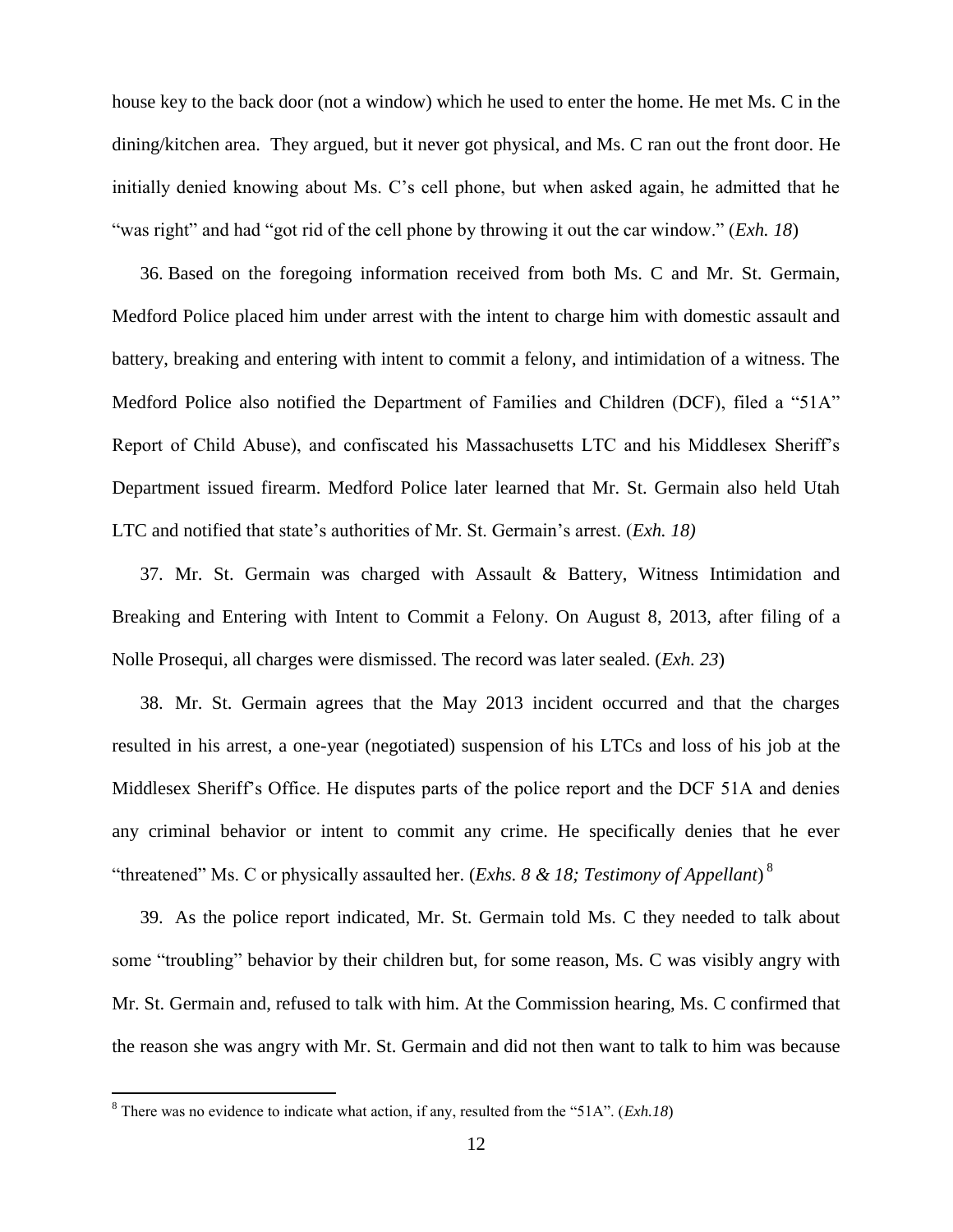house key to the back door (not a window) which he used to enter the home. He met Ms. C in the dining/kitchen area. They argued, but it never got physical, and Ms. C ran out the front door. He initially denied knowing about Ms. C's cell phone, but when asked again, he admitted that he "was right" and had "got rid of the cell phone by throwing it out the car window." (*Exh. 18*)

36. Based on the foregoing information received from both Ms. C and Mr. St. Germain, Medford Police placed him under arrest with the intent to charge him with domestic assault and battery, breaking and entering with intent to commit a felony, and intimidation of a witness. The Medford Police also notified the Department of Families and Children (DCF), filed a "51A" Report of Child Abuse), and confiscated his Massachusetts LTC and his Middlesex Sheriff's Department issued firearm. Medford Police later learned that Mr. St. Germain also held Utah LTC and notified that state's authorities of Mr. St. Germain's arrest. (*Exh. 18)*

37. Mr. St. Germain was charged with Assault & Battery, Witness Intimidation and Breaking and Entering with Intent to Commit a Felony. On August 8, 2013, after filing of a Nolle Prosequi, all charges were dismissed. The record was later sealed. (*Exh. 23*)

38. Mr. St. Germain agrees that the May 2013 incident occurred and that the charges resulted in his arrest, a one-year (negotiated) suspension of his LTCs and loss of his job at the Middlesex Sheriff's Office. He disputes parts of the police report and the DCF 51A and denies any criminal behavior or intent to commit any crime. He specifically denies that he ever "threatened" Ms. C or physically assaulted her. (*Exhs. 8 & 18; Testimony of Appellant*)[8]

39. As the police report indicated, Mr. St. Germain told Ms. C they needed to talk about some "troubling" behavior by their children but, for some reason, Ms. C was visibly angry with Mr. St. Germain and, refused to talk with him. At the Commission hearing, Ms. C confirmed that the reason she was angry with Mr. St. Germain and did not then want to talk to him was because

---

[8] There was no evidence to indicate what action, if any, resulted from the "51A". (*Exh.18*)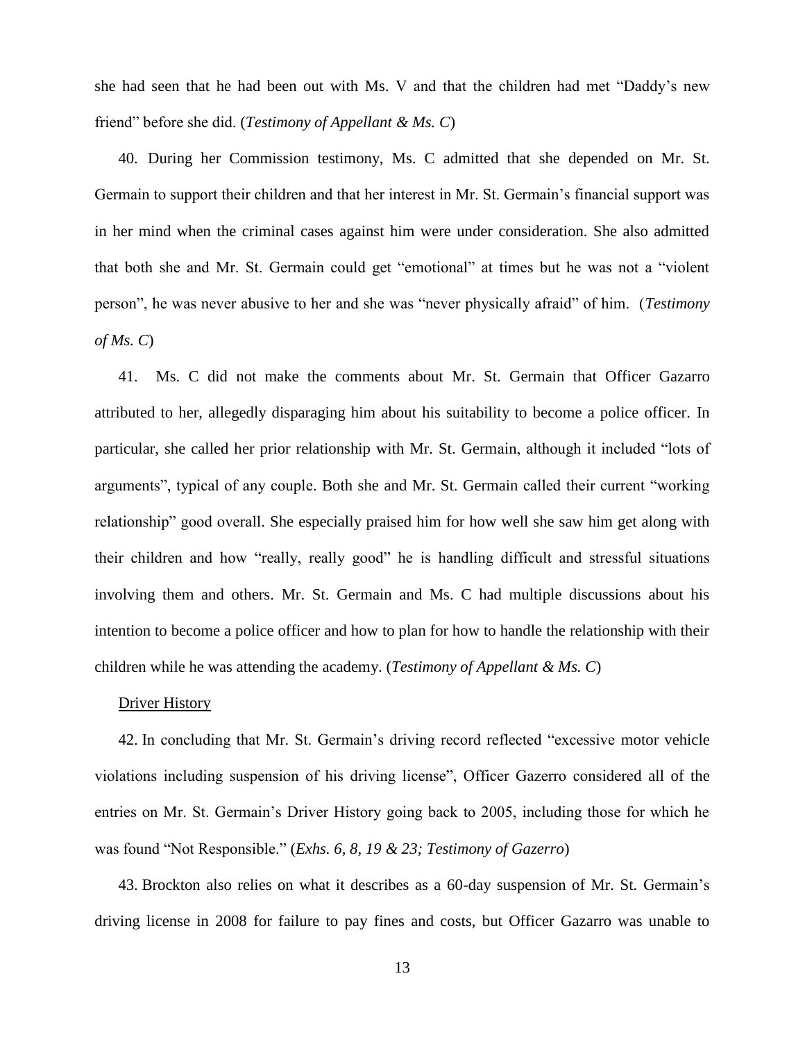she had seen that he had been out with Ms. V and that the children had met "Daddy's new friend" before she did. (*Testimony of Appellant & Ms. C*)

40. During her Commission testimony, Ms. C admitted that she depended on Mr. St. Germain to support their children and that her interest in Mr. St. Germain's financial support was in her mind when the criminal cases against him were under consideration. She also admitted that both she and Mr. St. Germain could get "emotional" at times but he was not a "violent person", he was never abusive to her and she was "never physically afraid" of him. (*Testimony of Ms. C*)

41. Ms. C did not make the comments about Mr. St. Germain that Officer Gazarro attributed to her, allegedly disparaging him about his suitability to become a police officer. In particular, she called her prior relationship with Mr. St. Germain, although it included "lots of arguments", typical of any couple. Both she and Mr. St. Germain called their current "working relationship" good overall. She especially praised him for how well she saw him get along with their children and how "really, really good" he is handling difficult and stressful situations involving them and others. Mr. St. Germain and Ms. C had multiple discussions about his intention to become a police officer and how to plan for how to handle the relationship with their children while he was attending the academy. (*Testimony of Appellant & Ms. C*)

<u>Driver History</u>

42. In concluding that Mr. St. Germain's driving record reflected "excessive motor vehicle violations including suspension of his driving license", Officer Gazerro considered all of the entries on Mr. St. Germain's Driver History going back to 2005, including those for which he was found "Not Responsible." (*Exhs. 6, 8, 19 & 23; Testimony of Gazerro*)

43. Brockton also relies on what it describes as a 60-day suspension of Mr. St. Germain's driving license in 2008 for failure to pay fines and costs, but Officer Gazarro was unable to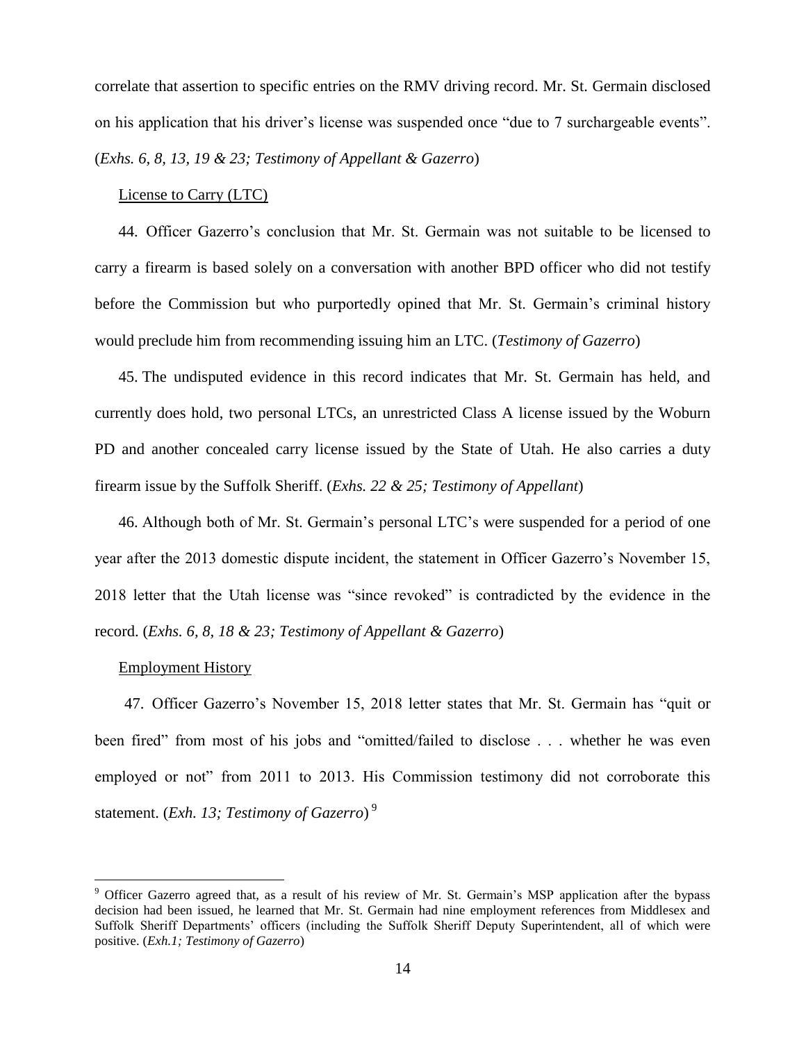correlate that assertion to specific entries on the RMV driving record. Mr. St. Germain disclosed on his application that his driver's license was suspended once "due to 7 surchargeable events". (*Exhs. 6, 8, 13, 19 & 23; Testimony of Appellant & Gazerro*)

License to Carry (LTC)

44. Officer Gazerro's conclusion that Mr. St. Germain was not suitable to be licensed to carry a firearm is based solely on a conversation with another BPD officer who did not testify before the Commission but who purportedly opined that Mr. St. Germain's criminal history would preclude him from recommending issuing him an LTC. (*Testimony of Gazerro*)

45. The undisputed evidence in this record indicates that Mr. St. Germain has held, and currently does hold, two personal LTCs, an unrestricted Class A license issued by the Woburn PD and another concealed carry license issued by the State of Utah. He also carries a duty firearm issue by the Suffolk Sheriff. (*Exhs. 22 & 25; Testimony of Appellant*)

46. Although both of Mr. St. Germain's personal LTC's were suspended for a period of one year after the 2013 domestic dispute incident, the statement in Officer Gazerro's November 15, 2018 letter that the Utah license was "since revoked" is contradicted by the evidence in the record. (*Exhs. 6, 8, 18 & 23; Testimony of Appellant & Gazerro*)

Employment History

47. Officer Gazerro's November 15, 2018 letter states that Mr. St. Germain has "quit or been fired" from most of his jobs and "omitted/failed to disclose . . . whether he was even employed or not" from 2011 to 2013. His Commission testimony did not corroborate this statement. (*Exh. 13; Testimony of Gazerro*) [9]

---

[9] Officer Gazerro agreed that, as a result of his review of Mr. St. Germain's MSP application after the bypass decision had been issued, he learned that Mr. St. Germain had nine employment references from Middlesex and Suffolk Sheriff Departments' officers (including the Suffolk Sheriff Deputy Superintendent, all of which were positive. (*Exh.1; Testimony of Gazerro*)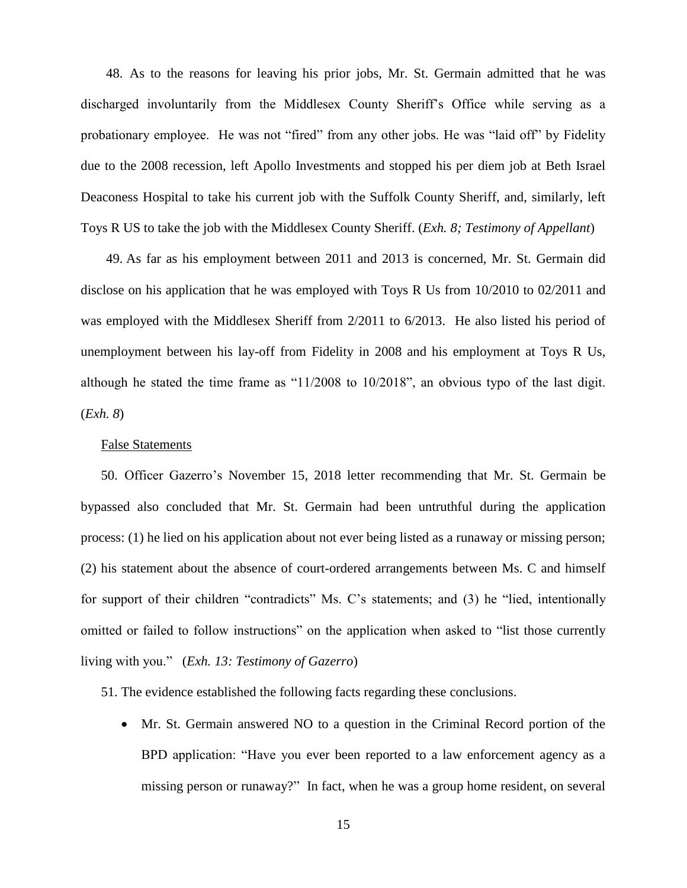48. As to the reasons for leaving his prior jobs, Mr. St. Germain admitted that he was discharged involuntarily from the Middlesex County Sheriff's Office while serving as a probationary employee. He was not "fired" from any other jobs. He was "laid off" by Fidelity due to the 2008 recession, left Apollo Investments and stopped his per diem job at Beth Israel Deaconess Hospital to take his current job with the Suffolk County Sheriff, and, similarly, left Toys R US to take the job with the Middlesex County Sheriff. (*Exh. 8; Testimony of Appellant*)

49. As far as his employment between 2011 and 2013 is concerned, Mr. St. Germain did disclose on his application that he was employed with Toys R Us from 10/2010 to 02/2011 and was employed with the Middlesex Sheriff from 2/2011 to 6/2013. He also listed his period of unemployment between his lay-off from Fidelity in 2008 and his employment at Toys R Us, although he stated the time frame as "11/2008 to 10/2018", an obvious typo of the last digit. (*Exh. 8*)

<u>False Statements</u>

50. Officer Gazerro's November 15, 2018 letter recommending that Mr. St. Germain be bypassed also concluded that Mr. St. Germain had been untruthful during the application process: (1) he lied on his application about not ever being listed as a runaway or missing person; (2) his statement about the absence of court-ordered arrangements between Ms. C and himself for support of their children "contradicts" Ms. C's statements; and (3) he "lied, intentionally omitted or failed to follow instructions" on the application when asked to "list those currently living with you." (*Exh. 13: Testimony of Gazerro*)

51. The evidence established the following facts regarding these conclusions.

- Mr. St. Germain answered NO to a question in the Criminal Record portion of the BPD application: "Have you ever been reported to a law enforcement agency as a missing person or runaway?" In fact, when he was a group home resident, on several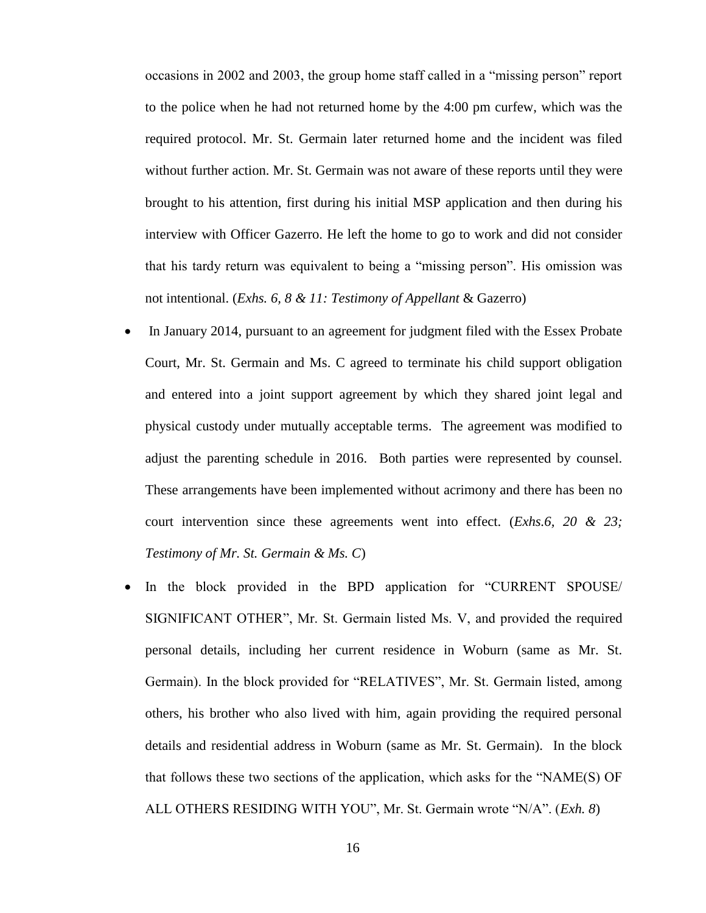occasions in 2002 and 2003, the group home staff called in a "missing person" report to the police when he had not returned home by the 4:00 pm curfew, which was the required protocol. Mr. St. Germain later returned home and the incident was filed without further action. Mr. St. Germain was not aware of these reports until they were brought to his attention, first during his initial MSP application and then during his interview with Officer Gazerro. He left the home to go to work and did not consider that his tardy return was equivalent to being a "missing person". His omission was not intentional. (*Exhs. 6, 8 & 11: Testimony of Appellant* & Gazerro)

- In January 2014, pursuant to an agreement for judgment filed with the Essex Probate Court, Mr. St. Germain and Ms. C agreed to terminate his child support obligation and entered into a joint support agreement by which they shared joint legal and physical custody under mutually acceptable terms. The agreement was modified to adjust the parenting schedule in 2016. Both parties were represented by counsel. These arrangements have been implemented without acrimony and there has been no court intervention since these agreements went into effect. (*Exhs.6, 20 & 23; Testimony of Mr. St. Germain & Ms. C*)
- In the block provided in the BPD application for "CURRENT SPOUSE/ SIGNIFICANT OTHER", Mr. St. Germain listed Ms. V, and provided the required personal details, including her current residence in Woburn (same as Mr. St. Germain). In the block provided for "RELATIVES", Mr. St. Germain listed, among others, his brother who also lived with him, again providing the required personal details and residential address in Woburn (same as Mr. St. Germain). In the block that follows these two sections of the application, which asks for the "NAME(S) OF ALL OTHERS RESIDING WITH YOU", Mr. St. Germain wrote "N/A". (*Exh. 8*)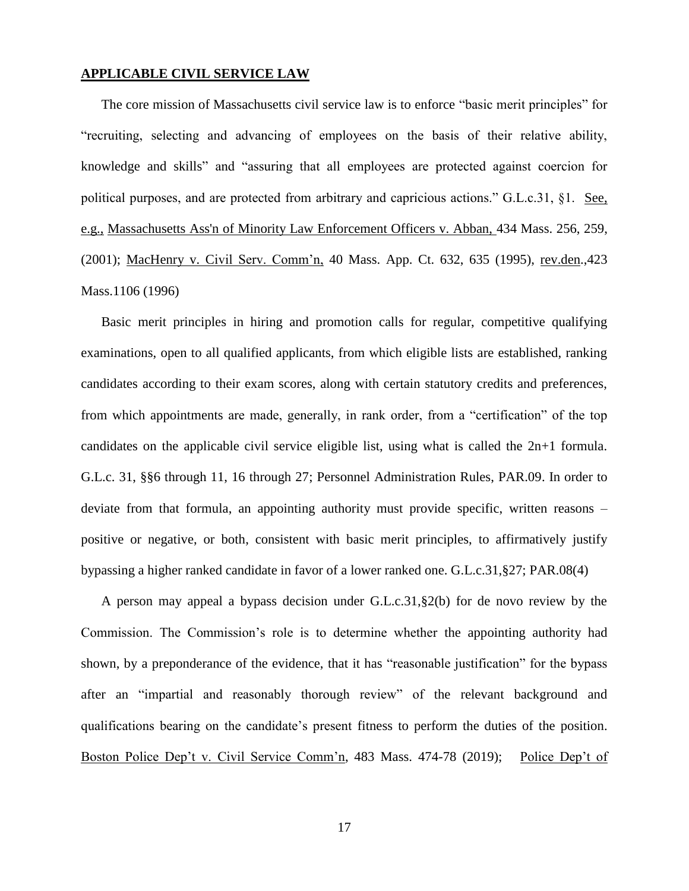**APPLICABLE CIVIL SERVICE LAW**

The core mission of Massachusetts civil service law is to enforce "basic merit principles" for "recruiting, selecting and advancing of employees on the basis of their relative ability, knowledge and skills" and "assuring that all employees are protected against coercion for political purposes, and are protected from arbitrary and capricious actions." G.L.c.31, §1. See, e.g., Massachusetts Ass'n of Minority Law Enforcement Officers v. Abban, 434 Mass. 256, 259, (2001); MacHenry v. Civil Serv. Comm'n, 40 Mass. App. Ct. 632, 635 (1995), rev.den.,423 Mass.1106 (1996)

Basic merit principles in hiring and promotion calls for regular, competitive qualifying examinations, open to all qualified applicants, from which eligible lists are established, ranking candidates according to their exam scores, along with certain statutory credits and preferences, from which appointments are made, generally, in rank order, from a "certification" of the top candidates on the applicable civil service eligible list, using what is called the 2n+1 formula. G.L.c. 31, §§6 through 11, 16 through 27; Personnel Administration Rules, PAR.09. In order to deviate from that formula, an appointing authority must provide specific, written reasons – positive or negative, or both, consistent with basic merit principles, to affirmatively justify bypassing a higher ranked candidate in favor of a lower ranked one. G.L.c.31,§27; PAR.08(4)

A person may appeal a bypass decision under G.L.c.31,§2(b) for de novo review by the Commission. The Commission's role is to determine whether the appointing authority had shown, by a preponderance of the evidence, that it has "reasonable justification" for the bypass after an "impartial and reasonably thorough review" of the relevant background and qualifications bearing on the candidate's present fitness to perform the duties of the position. Boston Police Dep't v. Civil Service Comm'n, 483 Mass. 474-78 (2019); Police Dep't of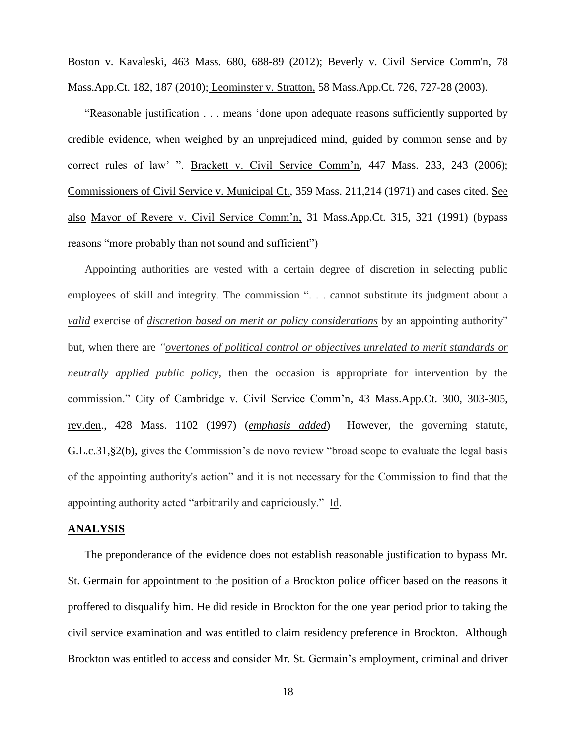Boston v. Kavaleski, 463 Mass. 680, 688-89 (2012); Beverly v. Civil Service Comm'n, 78 Mass.App.Ct. 182, 187 (2010); Leominster v. Stratton, 58 Mass.App.Ct. 726, 727-28 (2003).

"Reasonable justification . . . means 'done upon adequate reasons sufficiently supported by credible evidence, when weighed by an unprejudiced mind, guided by common sense and by correct rules of law' ". Brackett v. Civil Service Comm'n, 447 Mass. 233, 243 (2006); Commissioners of Civil Service v. Municipal Ct., 359 Mass. 211,214 (1971) and cases cited. See also Mayor of Revere v. Civil Service Comm'n, 31 Mass.App.Ct. 315, 321 (1991) (bypass reasons "more probably than not sound and sufficient")

Appointing authorities are vested with a certain degree of discretion in selecting public employees of skill and integrity. The commission ". . . cannot substitute its judgment about a ***valid*** exercise of ***discretion based on merit or policy considerations*** by an appointing authority" but, when there are *"**overtones of political control or objectives unrelated to merit standards or neutrally applied public policy**,* then the occasion is appropriate for intervention by the commission." City of Cambridge v. Civil Service Comm'n, 43 Mass.App.Ct. 300, 303-305, rev.den., 428 Mass. 1102 (1997) (***emphasis added***) However, the governing statute, G.L.c.31,§2(b), gives the Commission's de novo review "broad scope to evaluate the legal basis of the appointing authority's action" and it is not necessary for the Commission to find that the appointing authority acted "arbitrarily and capriciously." Id.

## ANALYSIS

The preponderance of the evidence does not establish reasonable justification to bypass Mr. St. Germain for appointment to the position of a Brockton police officer based on the reasons it proffered to disqualify him. He did reside in Brockton for the one year period prior to taking the civil service examination and was entitled to claim residency preference in Brockton. Although Brockton was entitled to access and consider Mr. St. Germain's employment, criminal and driver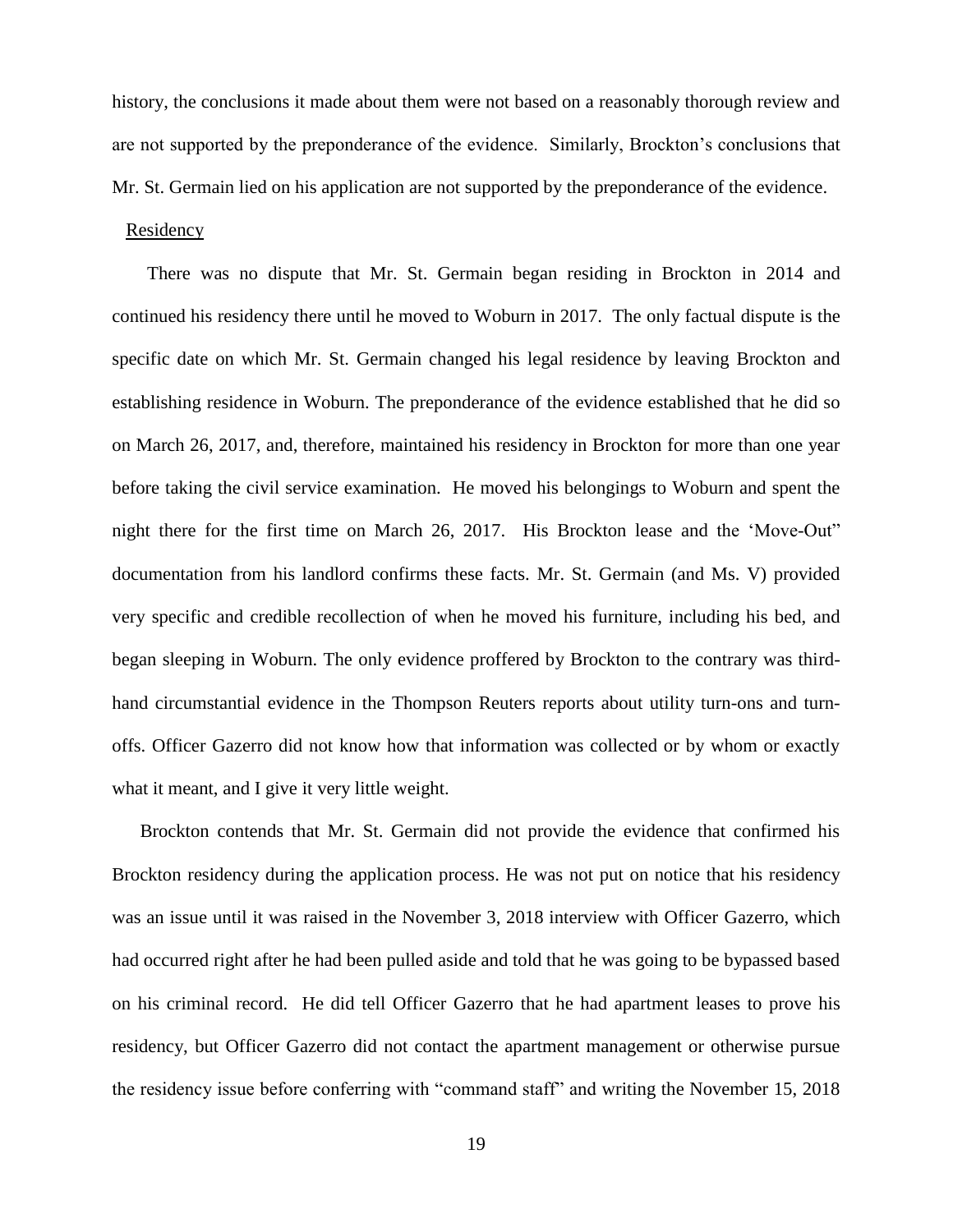history, the conclusions it made about them were not based on a reasonably thorough review and are not supported by the preponderance of the evidence. Similarly, Brockton's conclusions that Mr. St. Germain lied on his application are not supported by the preponderance of the evidence.

Residency

There was no dispute that Mr. St. Germain began residing in Brockton in 2014 and continued his residency there until he moved to Woburn in 2017. The only factual dispute is the specific date on which Mr. St. Germain changed his legal residence by leaving Brockton and establishing residence in Woburn. The preponderance of the evidence established that he did so on March 26, 2017, and, therefore, maintained his residency in Brockton for more than one year before taking the civil service examination. He moved his belongings to Woburn and spent the night there for the first time on March 26, 2017. His Brockton lease and the 'Move-Out" documentation from his landlord confirms these facts. Mr. St. Germain (and Ms. V) provided very specific and credible recollection of when he moved his furniture, including his bed, and began sleeping in Woburn. The only evidence proffered by Brockton to the contrary was third-hand circumstantial evidence in the Thompson Reuters reports about utility turn-ons and turn-offs. Officer Gazerro did not know how that information was collected or by whom or exactly what it meant, and I give it very little weight.

Brockton contends that Mr. St. Germain did not provide the evidence that confirmed his Brockton residency during the application process. He was not put on notice that his residency was an issue until it was raised in the November 3, 2018 interview with Officer Gazerro, which had occurred right after he had been pulled aside and told that he was going to be bypassed based on his criminal record. He did tell Officer Gazerro that he had apartment leases to prove his residency, but Officer Gazerro did not contact the apartment management or otherwise pursue the residency issue before conferring with "command staff" and writing the November 15, 2018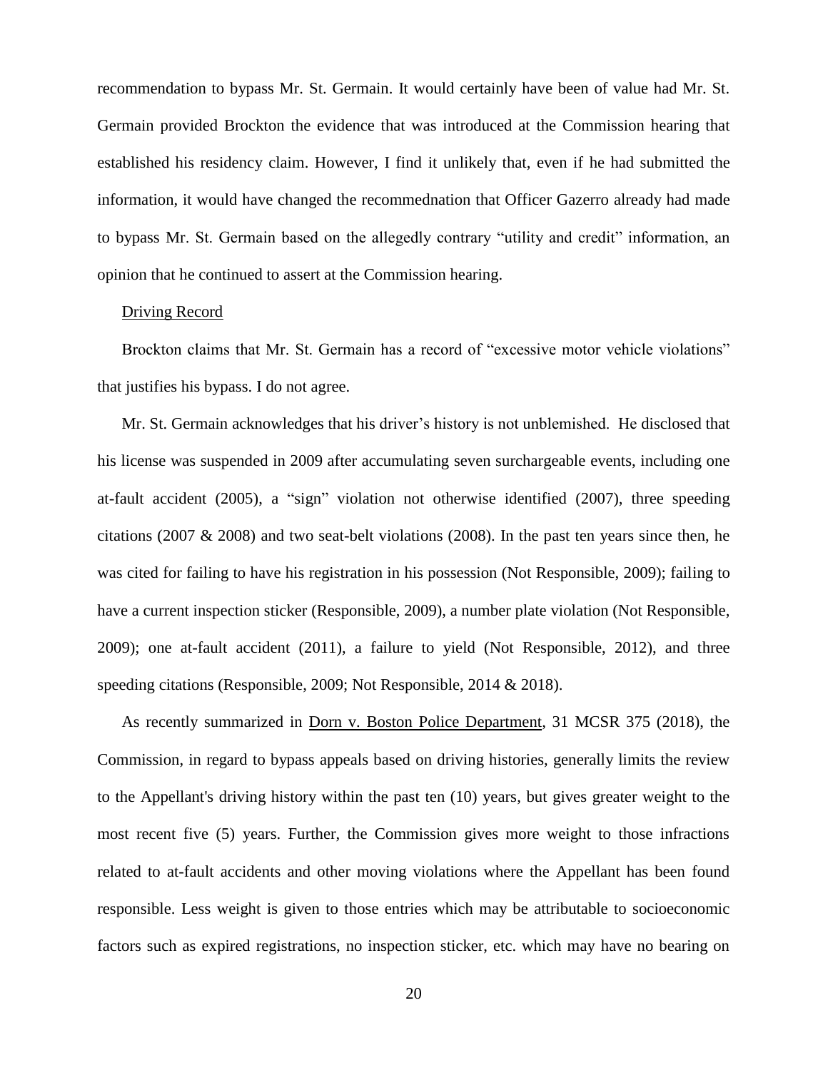recommendation to bypass Mr. St. Germain. It would certainly have been of value had Mr. St. Germain provided Brockton the evidence that was introduced at the Commission hearing that established his residency claim. However, I find it unlikely that, even if he had submitted the information, it would have changed the recommednation that Officer Gazerro already had made to bypass Mr. St. Germain based on the allegedly contrary "utility and credit" information, an opinion that he continued to assert at the Commission hearing.

Driving Record

Brockton claims that Mr. St. Germain has a record of "excessive motor vehicle violations" that justifies his bypass. I do not agree.

Mr. St. Germain acknowledges that his driver's history is not unblemished. He disclosed that his license was suspended in 2009 after accumulating seven surchargeable events, including one at-fault accident (2005), a "sign" violation not otherwise identified (2007), three speeding citations (2007 & 2008) and two seat-belt violations (2008). In the past ten years since then, he was cited for failing to have his registration in his possession (Not Responsible, 2009); failing to have a current inspection sticker (Responsible, 2009), a number plate violation (Not Responsible, 2009); one at-fault accident (2011), a failure to yield (Not Responsible, 2012), and three speeding citations (Responsible, 2009; Not Responsible, 2014 & 2018).

As recently summarized in Dorn v. Boston Police Department, 31 MCSR 375 (2018), the Commission, in regard to bypass appeals based on driving histories, generally limits the review to the Appellant's driving history within the past ten (10) years, but gives greater weight to the most recent five (5) years. Further, the Commission gives more weight to those infractions related to at-fault accidents and other moving violations where the Appellant has been found responsible. Less weight is given to those entries which may be attributable to socioeconomic factors such as expired registrations, no inspection sticker, etc. which may have no bearing on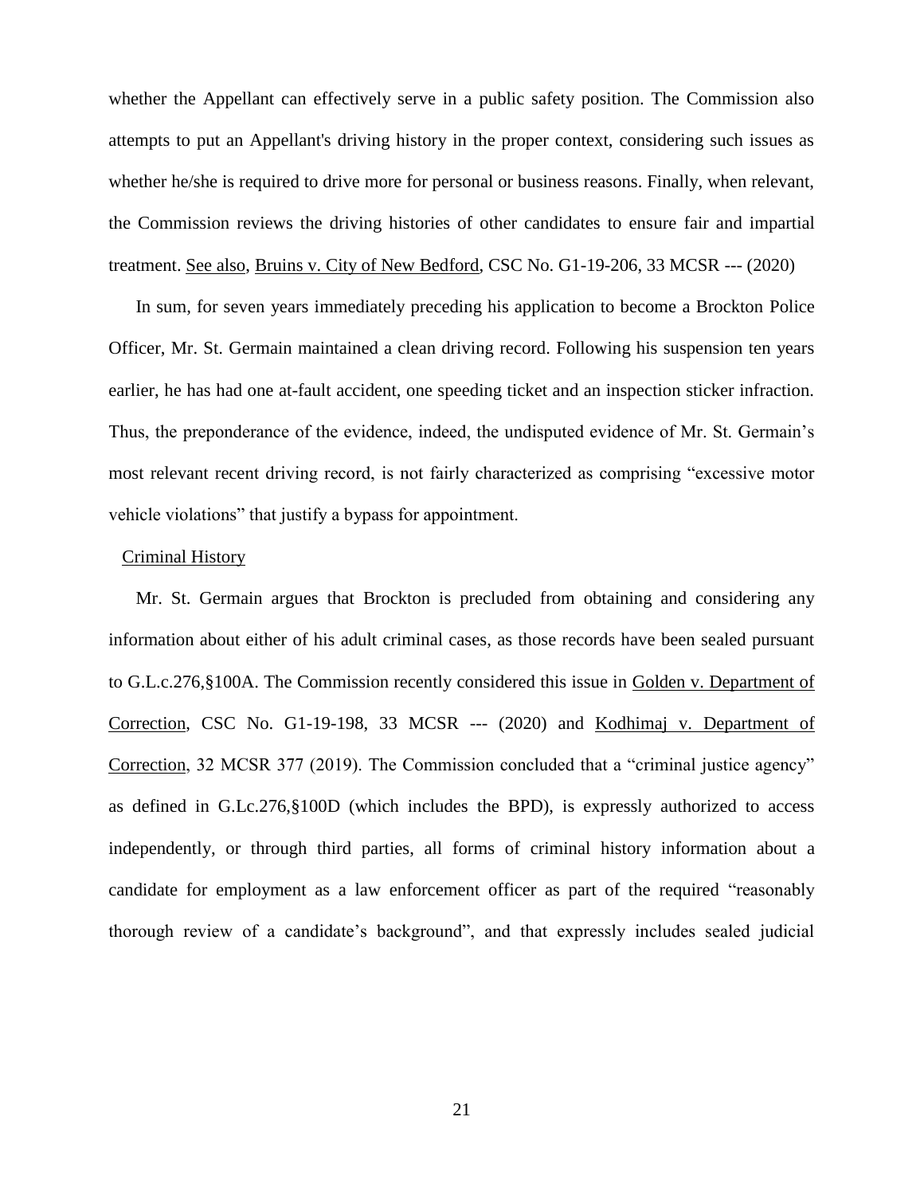whether the Appellant can effectively serve in a public safety position. The Commission also attempts to put an Appellant's driving history in the proper context, considering such issues as whether he/she is required to drive more for personal or business reasons. Finally, when relevant, the Commission reviews the driving histories of other candidates to ensure fair and impartial treatment. See also, Bruins v. City of New Bedford, CSC No. G1-19-206, 33 MCSR --- (2020)

In sum, for seven years immediately preceding his application to become a Brockton Police Officer, Mr. St. Germain maintained a clean driving record. Following his suspension ten years earlier, he has had one at-fault accident, one speeding ticket and an inspection sticker infraction. Thus, the preponderance of the evidence, indeed, the undisputed evidence of Mr. St. Germain's most relevant recent driving record, is not fairly characterized as comprising "excessive motor vehicle violations" that justify a bypass for appointment.

Criminal History

Mr. St. Germain argues that Brockton is precluded from obtaining and considering any information about either of his adult criminal cases, as those records have been sealed pursuant to G.L.c.276,§100A. The Commission recently considered this issue in Golden v. Department of Correction, CSC No. G1-19-198, 33 MCSR --- (2020) and Kodhimaj v. Department of Correction, 32 MCSR 377 (2019). The Commission concluded that a "criminal justice agency" as defined in G.Lc.276,§100D (which includes the BPD), is expressly authorized to access independently, or through third parties, all forms of criminal history information about a candidate for employment as a law enforcement officer as part of the required "reasonably thorough review of a candidate's background", and that expressly includes sealed judicial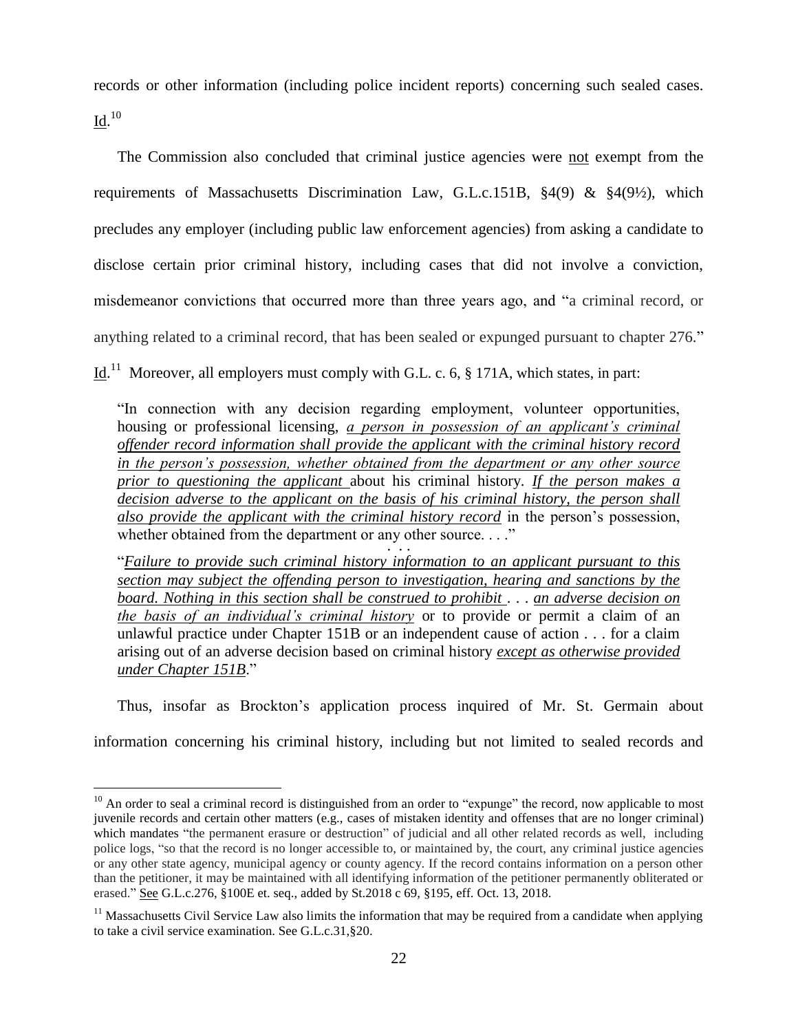records or other information (including police incident reports) concerning such sealed cases. Id.[10]

The Commission also concluded that criminal justice agencies were not exempt from the requirements of Massachusetts Discrimination Law, G.L.c.151B, §4(9) & §4(9½), which precludes any employer (including public law enforcement agencies) from asking a candidate to disclose certain prior criminal history, including cases that did not involve a conviction, misdemeanor convictions that occurred more than three years ago, and "a criminal record, or anything related to a criminal record, that has been sealed or expunged pursuant to chapter 276." Id.[11] Moreover, all employers must comply with G.L. c. 6, § 171A, which states, in part:

> "In connection with any decision regarding employment, volunteer opportunities, housing or professional licensing, *a person in possession of an applicant's criminal offender record information shall provide the applicant with the criminal history record in the person's possession, whether obtained from the department or any other source prior to questioning the applicant* about his criminal history. *If the person makes a decision adverse to the applicant on the basis of his criminal history, the person shall also provide the applicant with the criminal history record* in the person's possession, whether obtained from the department or any other source. . . ."
>
> . . .
>
> "*Failure to provide such criminal history information to an applicant pursuant to this section may subject the offending person to investigation, hearing and sanctions by the board. Nothing in this section shall be construed to prohibit* . . . *an adverse decision on the basis of an individual's criminal history* or to provide or permit a claim of an unlawful practice under Chapter 151B or an independent cause of action . . . for a claim arising out of an adverse decision based on criminal history *except as otherwise provided under Chapter 151B*."

Thus, insofar as Brockton's application process inquired of Mr. St. Germain about information concerning his criminal history, including but not limited to sealed records and

---

[10] An order to seal a criminal record is distinguished from an order to "expunge" the record, now applicable to most juvenile records and certain other matters (e.g., cases of mistaken identity and offenses that are no longer criminal) which mandates "the permanent erasure or destruction" of judicial and all other related records as well, including police logs, "so that the record is no longer accessible to, or maintained by, the court, any criminal justice agencies or any other state agency, municipal agency or county agency. If the record contains information on a person other than the petitioner, it may be maintained with all identifying information of the petitioner permanently obliterated or erased." See G.L.c.276, §100E et. seq., added by St.2018 c 69, §195, eff. Oct. 13, 2018.

[11] Massachusetts Civil Service Law also limits the information that may be required from a candidate when applying to take a civil service examination. See G.L.c.31,§20.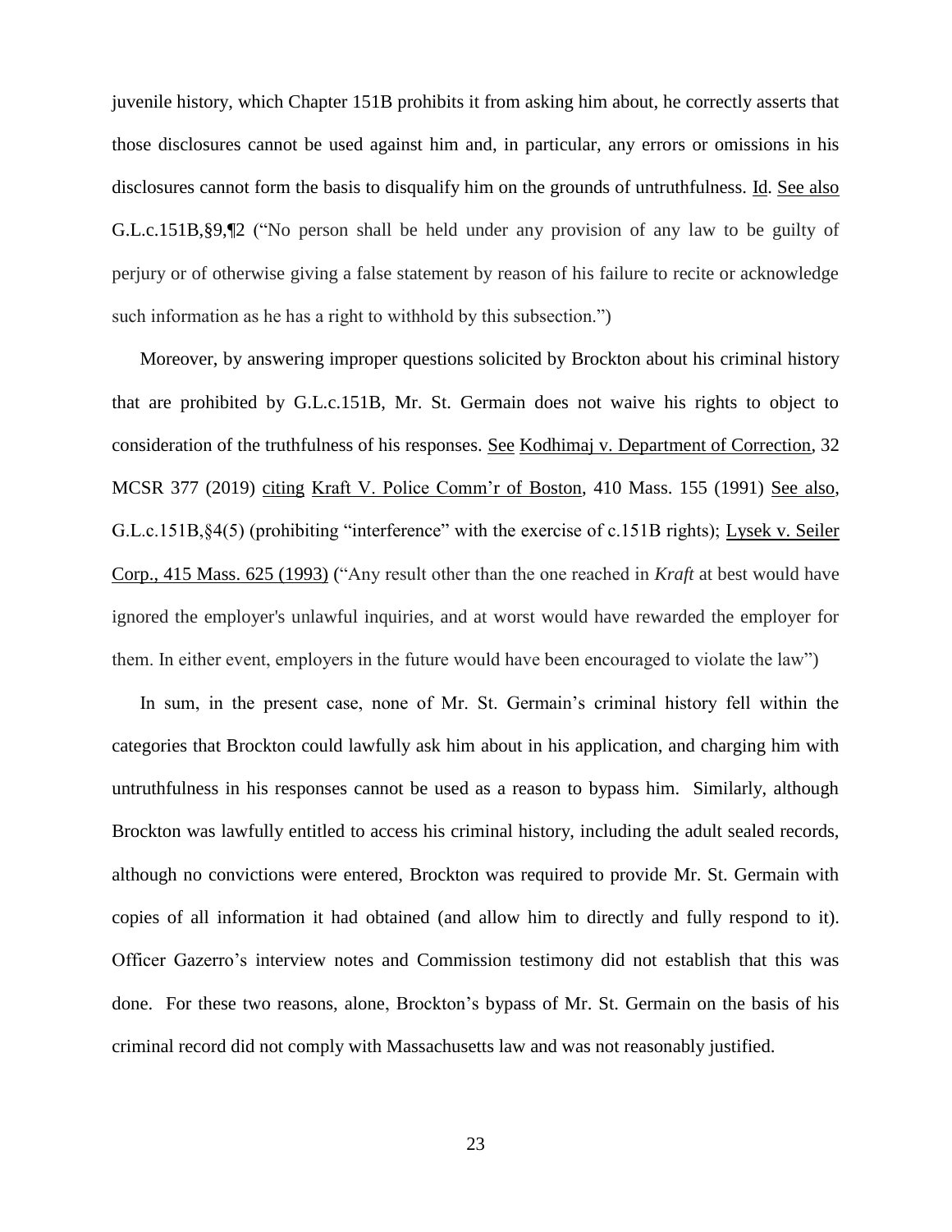juvenile history, which Chapter 151B prohibits it from asking him about, he correctly asserts that those disclosures cannot be used against him and, in particular, any errors or omissions in his disclosures cannot form the basis to disqualify him on the grounds of untruthfulness. Id. See also G.L.c.151B,§9,¶2 ("No person shall be held under any provision of any law to be guilty of perjury or of otherwise giving a false statement by reason of his failure to recite or acknowledge such information as he has a right to withhold by this subsection.")

Moreover, by answering improper questions solicited by Brockton about his criminal history that are prohibited by G.L.c.151B, Mr. St. Germain does not waive his rights to object to consideration of the truthfulness of his responses. See Kodhimaj v. Department of Correction, 32 MCSR 377 (2019) citing Kraft V. Police Comm'r of Boston, 410 Mass. 155 (1991) See also, G.L.c.151B,§4(5) (prohibiting "interference" with the exercise of c.151B rights); Lysek v. Seiler Corp., 415 Mass. 625 (1993) ("Any result other than the one reached in *Kraft* at best would have ignored the employer's unlawful inquiries, and at worst would have rewarded the employer for them. In either event, employers in the future would have been encouraged to violate the law")

In sum, in the present case, none of Mr. St. Germain's criminal history fell within the categories that Brockton could lawfully ask him about in his application, and charging him with untruthfulness in his responses cannot be used as a reason to bypass him. Similarly, although Brockton was lawfully entitled to access his criminal history, including the adult sealed records, although no convictions were entered, Brockton was required to provide Mr. St. Germain with copies of all information it had obtained (and allow him to directly and fully respond to it). Officer Gazerro's interview notes and Commission testimony did not establish that this was done. For these two reasons, alone, Brockton's bypass of Mr. St. Germain on the basis of his criminal record did not comply with Massachusetts law and was not reasonably justified.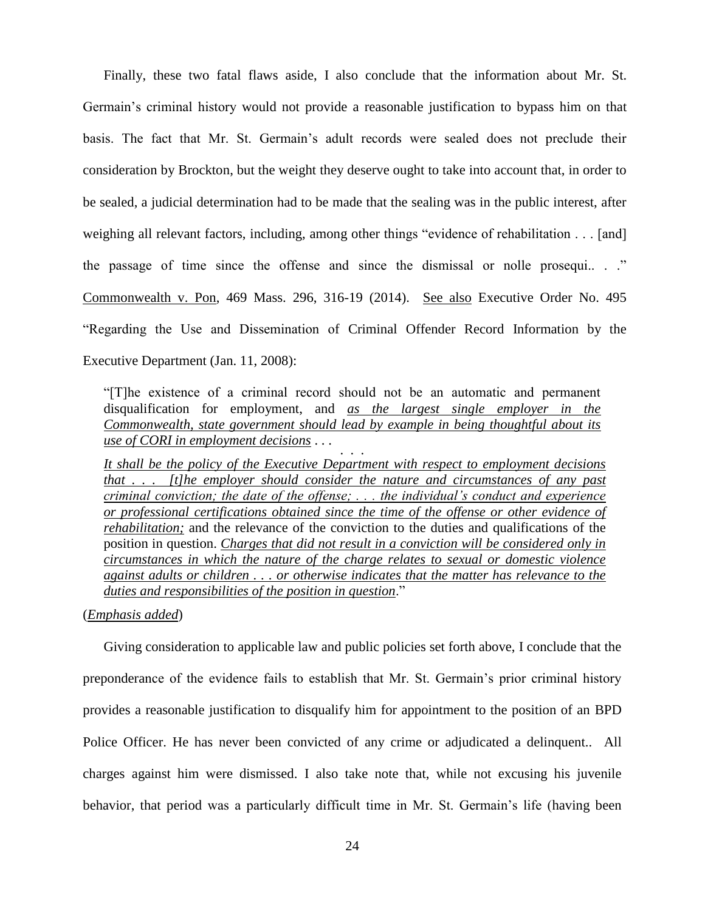Finally, these two fatal flaws aside, I also conclude that the information about Mr. St. Germain's criminal history would not provide a reasonable justification to bypass him on that basis. The fact that Mr. St. Germain's adult records were sealed does not preclude their consideration by Brockton, but the weight they deserve ought to take into account that, in order to be sealed, a judicial determination had to be made that the sealing was in the public interest, after weighing all relevant factors, including, among other things "evidence of rehabilitation . . . [and] the passage of time since the offense and since the dismissal or nolle prosequi.. . ." Commonwealth v. Pon, 469 Mass. 296, 316-19 (2014). See also Executive Order No. 495 "Regarding the Use and Dissemination of Criminal Offender Record Information by the Executive Department (Jan. 11, 2008):

> "[T]he existence of a criminal record should not be an automatic and permanent disqualification for employment, and *as the largest single employer in the Commonwealth, state government should lead by example in being thoughtful about its use of CORI in employment decisions* . . .
>
> . . .
>
> *It shall be the policy of the Executive Department with respect to employment decisions that . . . [t]he employer should consider the nature and circumstances of any past criminal conviction; the date of the offense; . . . the individual's conduct and experience or professional certifications obtained since the time of the offense or other evidence of rehabilitation;* and the relevance of the conviction to the duties and qualifications of the position in question. *Charges that did not result in a conviction will be considered only in circumstances in which the nature of the charge relates to sexual or domestic violence against adults or children . . . or otherwise indicates that the matter has relevance to the duties and responsibilities of the position in question*."

(*Emphasis added*)

Giving consideration to applicable law and public policies set forth above, I conclude that the preponderance of the evidence fails to establish that Mr. St. Germain's prior criminal history provides a reasonable justification to disqualify him for appointment to the position of an BPD Police Officer. He has never been convicted of any crime or adjudicated a delinquent.. All charges against him were dismissed. I also take note that, while not excusing his juvenile behavior, that period was a particularly difficult time in Mr. St. Germain's life (having been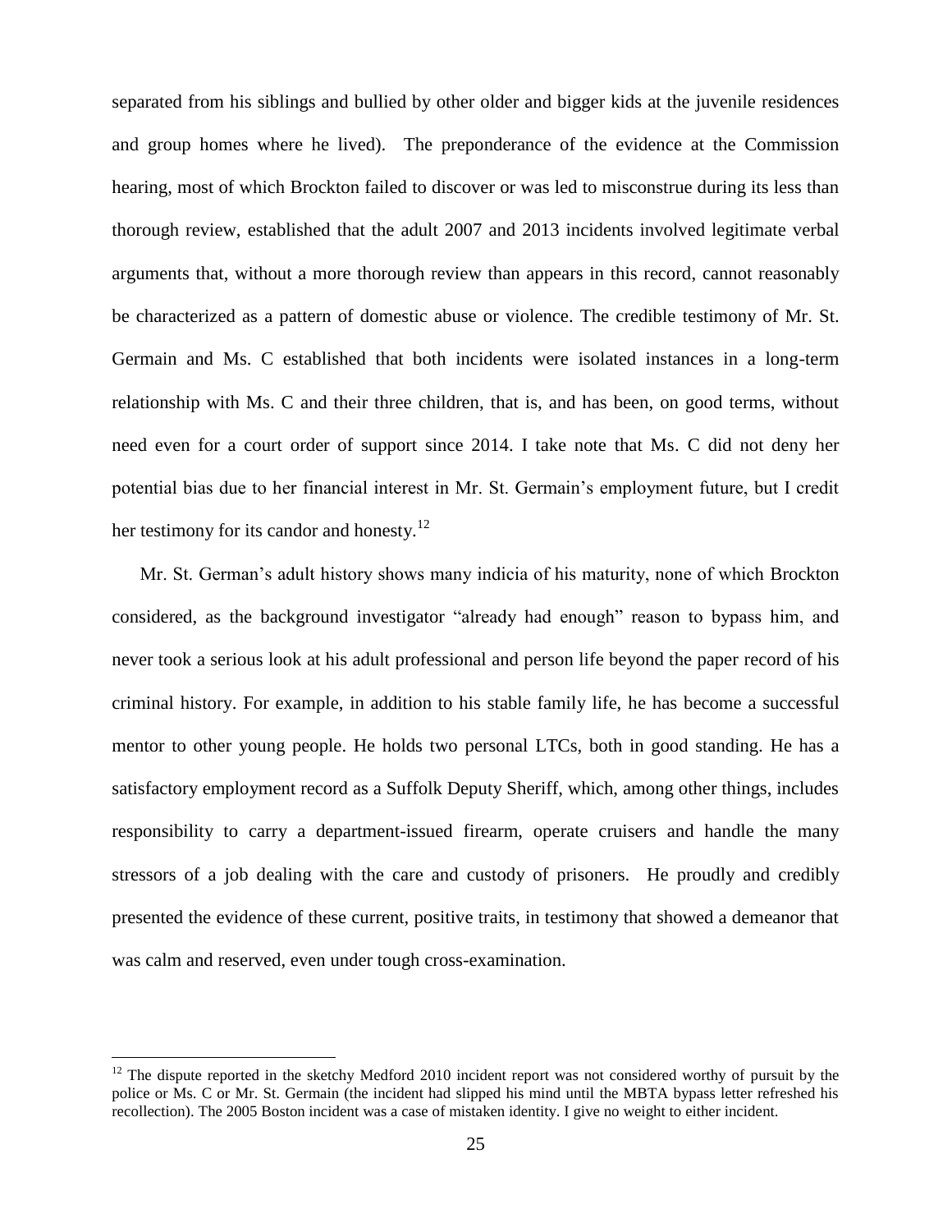separated from his siblings and bullied by other older and bigger kids at the juvenile residences and group homes where he lived). The preponderance of the evidence at the Commission hearing, most of which Brockton failed to discover or was led to misconstrue during its less than thorough review, established that the adult 2007 and 2013 incidents involved legitimate verbal arguments that, without a more thorough review than appears in this record, cannot reasonably be characterized as a pattern of domestic abuse or violence. The credible testimony of Mr. St. Germain and Ms. C established that both incidents were isolated instances in a long-term relationship with Ms. C and their three children, that is, and has been, on good terms, without need even for a court order of support since 2014. I take note that Ms. C did not deny her potential bias due to her financial interest in Mr. St. Germain's employment future, but I credit her testimony for its candor and honesty.[12]

Mr. St. German's adult history shows many indicia of his maturity, none of which Brockton considered, as the background investigator "already had enough" reason to bypass him, and never took a serious look at his adult professional and person life beyond the paper record of his criminal history. For example, in addition to his stable family life, he has become a successful mentor to other young people. He holds two personal LTCs, both in good standing. He has a satisfactory employment record as a Suffolk Deputy Sheriff, which, among other things, includes responsibility to carry a department-issued firearm, operate cruisers and handle the many stressors of a job dealing with the care and custody of prisoners. He proudly and credibly presented the evidence of these current, positive traits, in testimony that showed a demeanor that was calm and reserved, even under tough cross-examination.

[12] The dispute reported in the sketchy Medford 2010 incident report was not considered worthy of pursuit by the police or Ms. C or Mr. St. Germain (the incident had slipped his mind until the MBTA bypass letter refreshed his recollection). The 2005 Boston incident was a case of mistaken identity. I give no weight to either incident.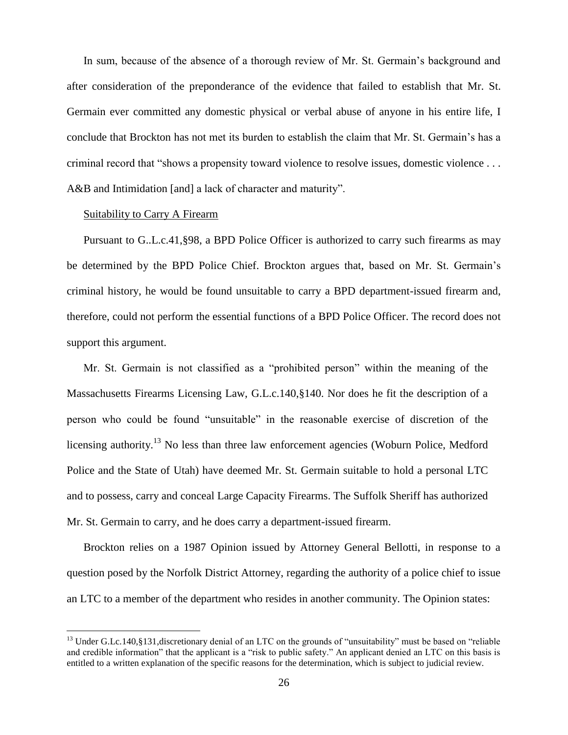In sum, because of the absence of a thorough review of Mr. St. Germain's background and after consideration of the preponderance of the evidence that failed to establish that Mr. St. Germain ever committed any domestic physical or verbal abuse of anyone in his entire life, I conclude that Brockton has not met its burden to establish the claim that Mr. St. Germain's has a criminal record that "shows a propensity toward violence to resolve issues, domestic violence . . . A&B and Intimidation [and] a lack of character and maturity".

<u>Suitability to Carry A Firearm</u>

Pursuant to G..L.c.41,§98, a BPD Police Officer is authorized to carry such firearms as may be determined by the BPD Police Chief. Brockton argues that, based on Mr. St. Germain's criminal history, he would be found unsuitable to carry a BPD department-issued firearm and, therefore, could not perform the essential functions of a BPD Police Officer. The record does not support this argument.

Mr. St. Germain is not classified as a "prohibited person" within the meaning of the Massachusetts Firearms Licensing Law, G.L.c.140,§140. Nor does he fit the description of a person who could be found "unsuitable" in the reasonable exercise of discretion of the licensing authority.[13] No less than three law enforcement agencies (Woburn Police, Medford Police and the State of Utah) have deemed Mr. St. Germain suitable to hold a personal LTC and to possess, carry and conceal Large Capacity Firearms. The Suffolk Sheriff has authorized Mr. St. Germain to carry, and he does carry a department-issued firearm.

Brockton relies on a 1987 Opinion issued by Attorney General Bellotti, in response to a question posed by the Norfolk District Attorney, regarding the authority of a police chief to issue an LTC to a member of the department who resides in another community. The Opinion states:

[13] Under G.Lc.140,§131,discretionary denial of an LTC on the grounds of "unsuitability" must be based on "reliable and credible information" that the applicant is a "risk to public safety." An applicant denied an LTC on this basis is entitled to a written explanation of the specific reasons for the determination, which is subject to judicial review.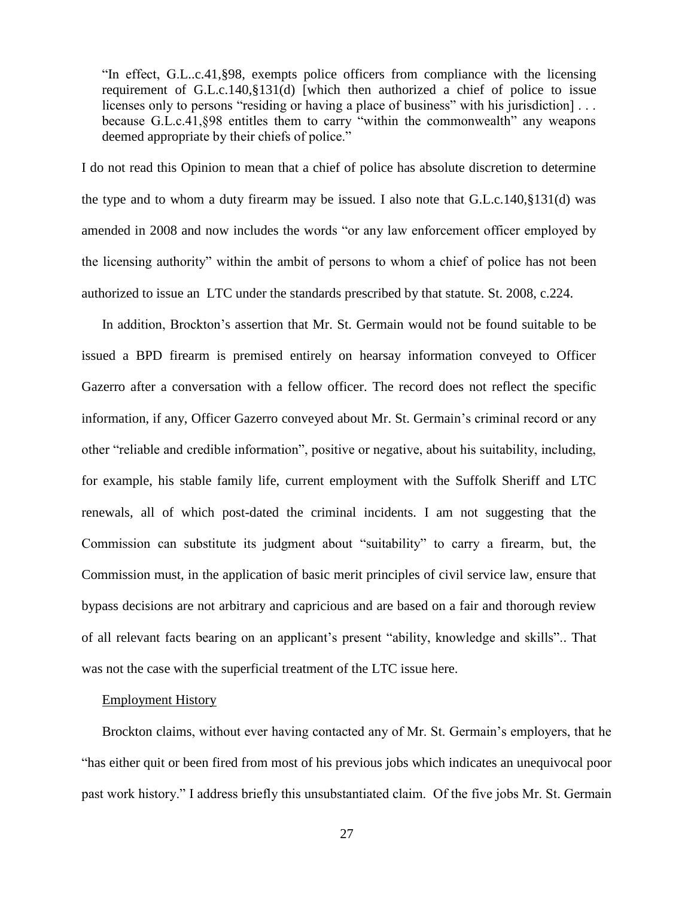> "In effect, G.L..c.41,§98, exempts police officers from compliance with the licensing requirement of G.L.c.140,§131(d) [which then authorized a chief of police to issue licenses only to persons "residing or having a place of business" with his jurisdiction] . . . because G.L.c.41,§98 entitles them to carry "within the commonwealth" any weapons deemed appropriate by their chiefs of police."

I do not read this Opinion to mean that a chief of police has absolute discretion to determine the type and to whom a duty firearm may be issued. I also note that G.L.c.140,§131(d) was amended in 2008 and now includes the words "or any law enforcement officer employed by the licensing authority" within the ambit of persons to whom a chief of police has not been authorized to issue an LTC under the standards prescribed by that statute. St. 2008, c.224.

In addition, Brockton's assertion that Mr. St. Germain would not be found suitable to be issued a BPD firearm is premised entirely on hearsay information conveyed to Officer Gazerro after a conversation with a fellow officer. The record does not reflect the specific information, if any, Officer Gazerro conveyed about Mr. St. Germain's criminal record or any other "reliable and credible information", positive or negative, about his suitability, including, for example, his stable family life, current employment with the Suffolk Sheriff and LTC renewals, all of which post-dated the criminal incidents. I am not suggesting that the Commission can substitute its judgment about "suitability" to carry a firearm, but, the Commission must, in the application of basic merit principles of civil service law, ensure that bypass decisions are not arbitrary and capricious and are based on a fair and thorough review of all relevant facts bearing on an applicant's present "ability, knowledge and skills".. That was not the case with the superficial treatment of the LTC issue here.

Employment History

Brockton claims, without ever having contacted any of Mr. St. Germain's employers, that he "has either quit or been fired from most of his previous jobs which indicates an unequivocal poor past work history." I address briefly this unsubstantiated claim. Of the five jobs Mr. St. Germain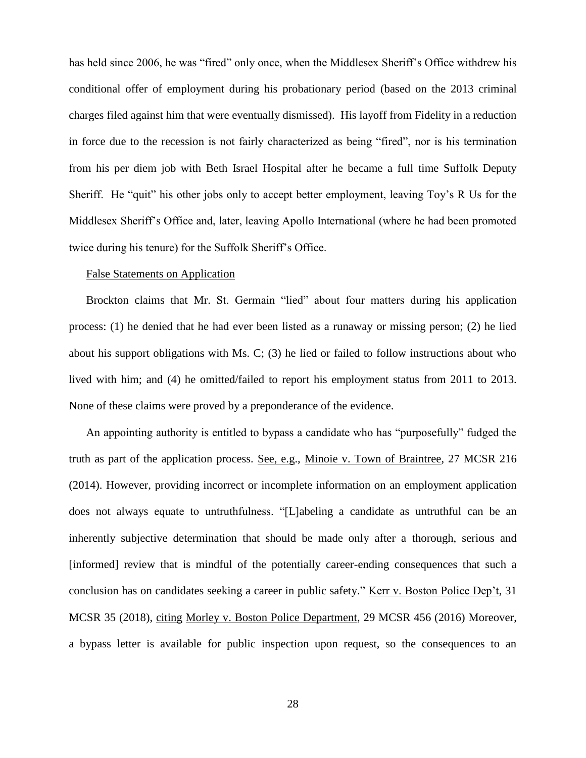has held since 2006, he was "fired" only once, when the Middlesex Sheriff's Office withdrew his conditional offer of employment during his probationary period (based on the 2013 criminal charges filed against him that were eventually dismissed). His layoff from Fidelity in a reduction in force due to the recession is not fairly characterized as being "fired", nor is his termination from his per diem job with Beth Israel Hospital after he became a full time Suffolk Deputy Sheriff. He "quit" his other jobs only to accept better employment, leaving Toy's R Us for the Middlesex Sheriff's Office and, later, leaving Apollo International (where he had been promoted twice during his tenure) for the Suffolk Sheriff's Office.

False Statements on Application

Brockton claims that Mr. St. Germain "lied" about four matters during his application process: (1) he denied that he had ever been listed as a runaway or missing person; (2) he lied about his support obligations with Ms. C; (3) he lied or failed to follow instructions about who lived with him; and (4) he omitted/failed to report his employment status from 2011 to 2013. None of these claims were proved by a preponderance of the evidence.

An appointing authority is entitled to bypass a candidate who has "purposefully" fudged the truth as part of the application process. See, e.g., Minoie v. Town of Braintree, 27 MCSR 216 (2014). However, providing incorrect or incomplete information on an employment application does not always equate to untruthfulness. "[L]abeling a candidate as untruthful can be an inherently subjective determination that should be made only after a thorough, serious and [informed] review that is mindful of the potentially career-ending consequences that such a conclusion has on candidates seeking a career in public safety." Kerr v. Boston Police Dep't, 31 MCSR 35 (2018), citing Morley v. Boston Police Department, 29 MCSR 456 (2016) Moreover, a bypass letter is available for public inspection upon request, so the consequences to an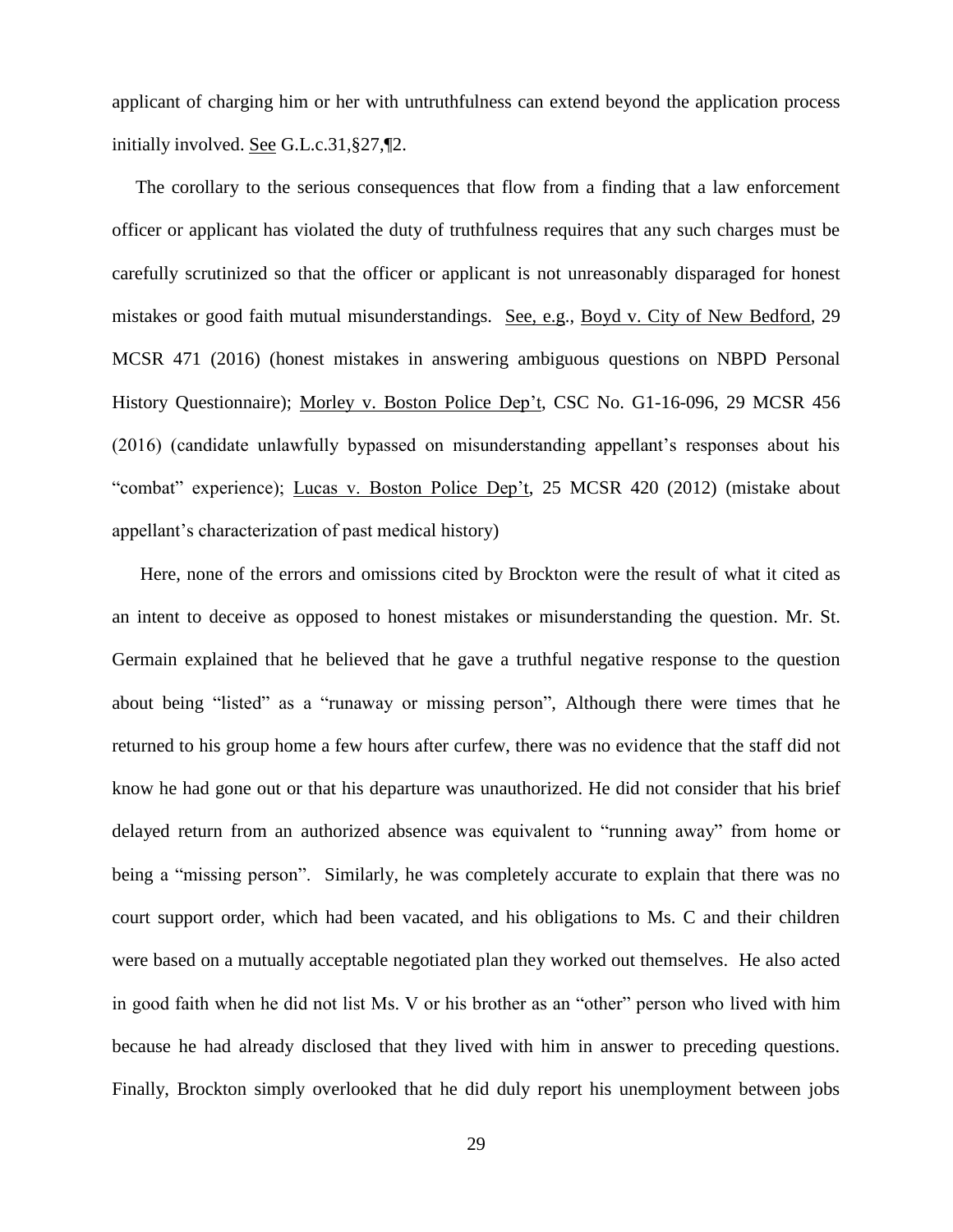applicant of charging him or her with untruthfulness can extend beyond the application process initially involved. <u>See</u> G.L.c.31,§27,¶2.

The corollary to the serious consequences that flow from a finding that a law enforcement officer or applicant has violated the duty of truthfulness requires that any such charges must be carefully scrutinized so that the officer or applicant is not unreasonably disparaged for honest mistakes or good faith mutual misunderstandings. <u>See, e.g.</u>, <u>Boyd v. City of New Bedford</u>, 29 MCSR 471 (2016) (honest mistakes in answering ambiguous questions on NBPD Personal History Questionnaire); <u>Morley v. Boston Police Dep't</u>, CSC No. G1-16-096, 29 MCSR 456 (2016) (candidate unlawfully bypassed on misunderstanding appellant's responses about his "combat" experience); <u>Lucas v. Boston Police Dep't</u>, 25 MCSR 420 (2012) (mistake about appellant's characterization of past medical history)

Here, none of the errors and omissions cited by Brockton were the result of what it cited as an intent to deceive as opposed to honest mistakes or misunderstanding the question. Mr. St. Germain explained that he believed that he gave a truthful negative response to the question about being "listed" as a "runaway or missing person", Although there were times that he returned to his group home a few hours after curfew, there was no evidence that the staff did not know he had gone out or that his departure was unauthorized. He did not consider that his brief delayed return from an authorized absence was equivalent to "running away" from home or being a "missing person". Similarly, he was completely accurate to explain that there was no court support order, which had been vacated, and his obligations to Ms. C and their children were based on a mutually acceptable negotiated plan they worked out themselves. He also acted in good faith when he did not list Ms. V or his brother as an "other" person who lived with him because he had already disclosed that they lived with him in answer to preceding questions. Finally, Brockton simply overlooked that he did duly report his unemployment between jobs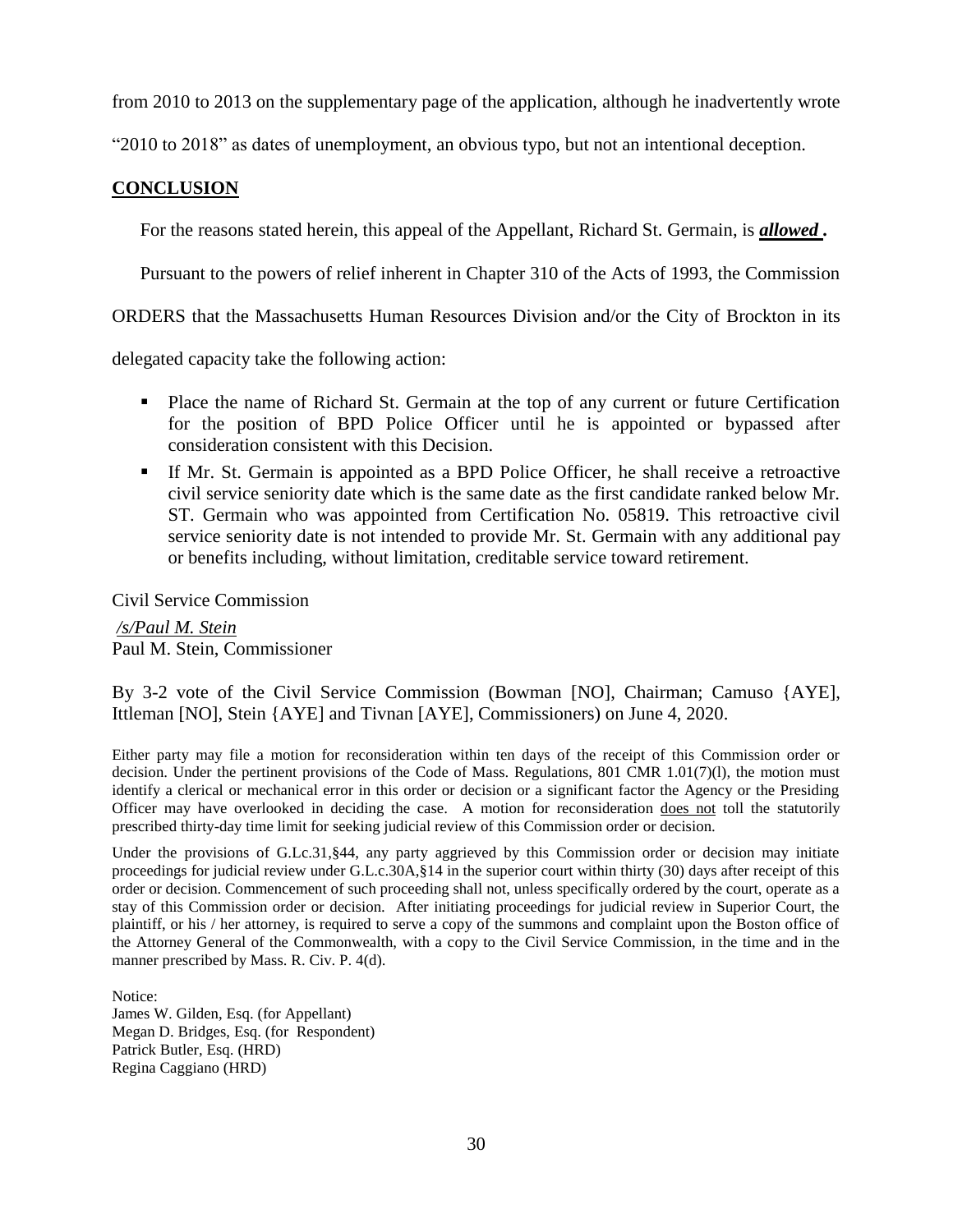from 2010 to 2013 on the supplementary page of the application, although he inadvertently wrote "2010 to 2018" as dates of unemployment, an obvious typo, but not an intentional deception.

## **CONCLUSION**

For the reasons stated herein, this appeal of the Appellant, Richard St. Germain, is ***allowed .***

Pursuant to the powers of relief inherent in Chapter 310 of the Acts of 1993, the Commission ORDERS that the Massachusetts Human Resources Division and/or the City of Brockton in its delegated capacity take the following action:

- Place the name of Richard St. Germain at the top of any current or future Certification for the position of BPD Police Officer until he is appointed or bypassed after consideration consistent with this Decision.
- If Mr. St. Germain is appointed as a BPD Police Officer, he shall receive a retroactive civil service seniority date which is the same date as the first candidate ranked below Mr. ST. Germain who was appointed from Certification No. 05819. This retroactive civil service seniority date is not intended to provide Mr. St. Germain with any additional pay or benefits including, without limitation, creditable service toward retirement.

Civil Service Commission

*/s/Paul M. Stein*
Paul M. Stein, Commissioner

By 3-2 vote of the Civil Service Commission (Bowman [NO], Chairman; Camuso {AYE], Ittleman [NO], Stein {AYE] and Tivnan [AYE], Commissioners) on June 4, 2020.

Either party may file a motion for reconsideration within ten days of the receipt of this Commission order or decision. Under the pertinent provisions of the Code of Mass. Regulations, 801 CMR 1.01(7)(l), the motion must identify a clerical or mechanical error in this order or decision or a significant factor the Agency or the Presiding Officer may have overlooked in deciding the case. A motion for reconsideration does not toll the statutorily prescribed thirty-day time limit for seeking judicial review of this Commission order or decision.

Under the provisions of G.L.c.31,§44, any party aggrieved by this Commission order or decision may initiate proceedings for judicial review under G.L.c.30A,§14 in the superior court within thirty (30) days after receipt of this order or decision. Commencement of such proceeding shall not, unless specifically ordered by the court, operate as a stay of this Commission order or decision. After initiating proceedings for judicial review in Superior Court, the plaintiff, or his / her attorney, is required to serve a copy of the summons and complaint upon the Boston office of the Attorney General of the Commonwealth, with a copy to the Civil Service Commission, in the time and in the manner prescribed by Mass. R. Civ. P. 4(d).

Notice:
James W. Gilden, Esq. (for Appellant)
Megan D. Bridges, Esq. (for Respondent)
Patrick Butler, Esq. (HRD)
Regina Caggiano (HRD)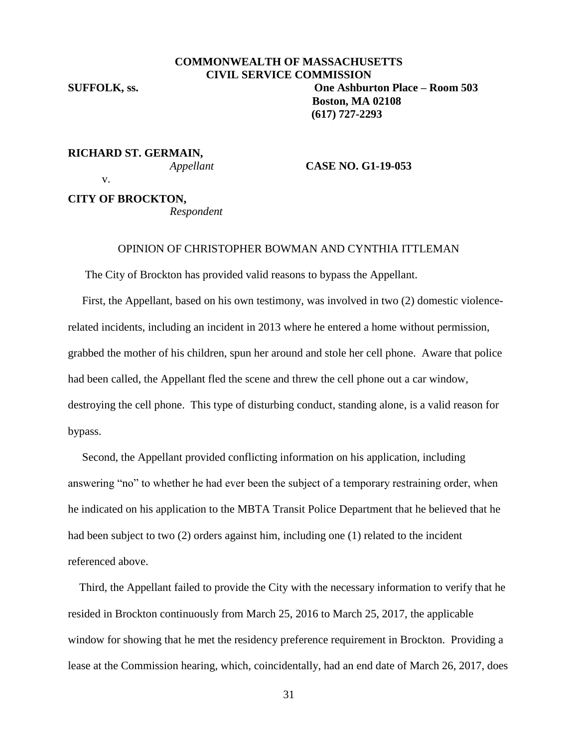**COMMONWEALTH OF MASSACHUSETTS**
**CIVIL SERVICE COMMISSION**

**SUFFOLK, ss.** **One Ashburton Place – Room 503**
**Boston, MA 02108**
**(617) 727-2293**

**RICHARD ST. GERMAIN,**
*Appellant*

v. **CASE NO. G1-19-053**

**CITY OF BROCKTON,**
*Respondent*

OPINION OF CHRISTOPHER BOWMAN AND CYNTHIA ITTLEMAN

The City of Brockton has provided valid reasons to bypass the Appellant.

First, the Appellant, based on his own testimony, was involved in two (2) domestic violence-related incidents, including an incident in 2013 where he entered a home without permission, grabbed the mother of his children, spun her around and stole her cell phone. Aware that police had been called, the Appellant fled the scene and threw the cell phone out a car window, destroying the cell phone. This type of disturbing conduct, standing alone, is a valid reason for bypass.

Second, the Appellant provided conflicting information on his application, including answering "no" to whether he had ever been the subject of a temporary restraining order, when he indicated on his application to the MBTA Transit Police Department that he believed that he had been subject to two (2) orders against him, including one (1) related to the incident referenced above.

Third, the Appellant failed to provide the City with the necessary information to verify that he resided in Brockton continuously from March 25, 2016 to March 25, 2017, the applicable window for showing that he met the residency preference requirement in Brockton. Providing a lease at the Commission hearing, which, coincidentally, had an end date of March 26, 2017, does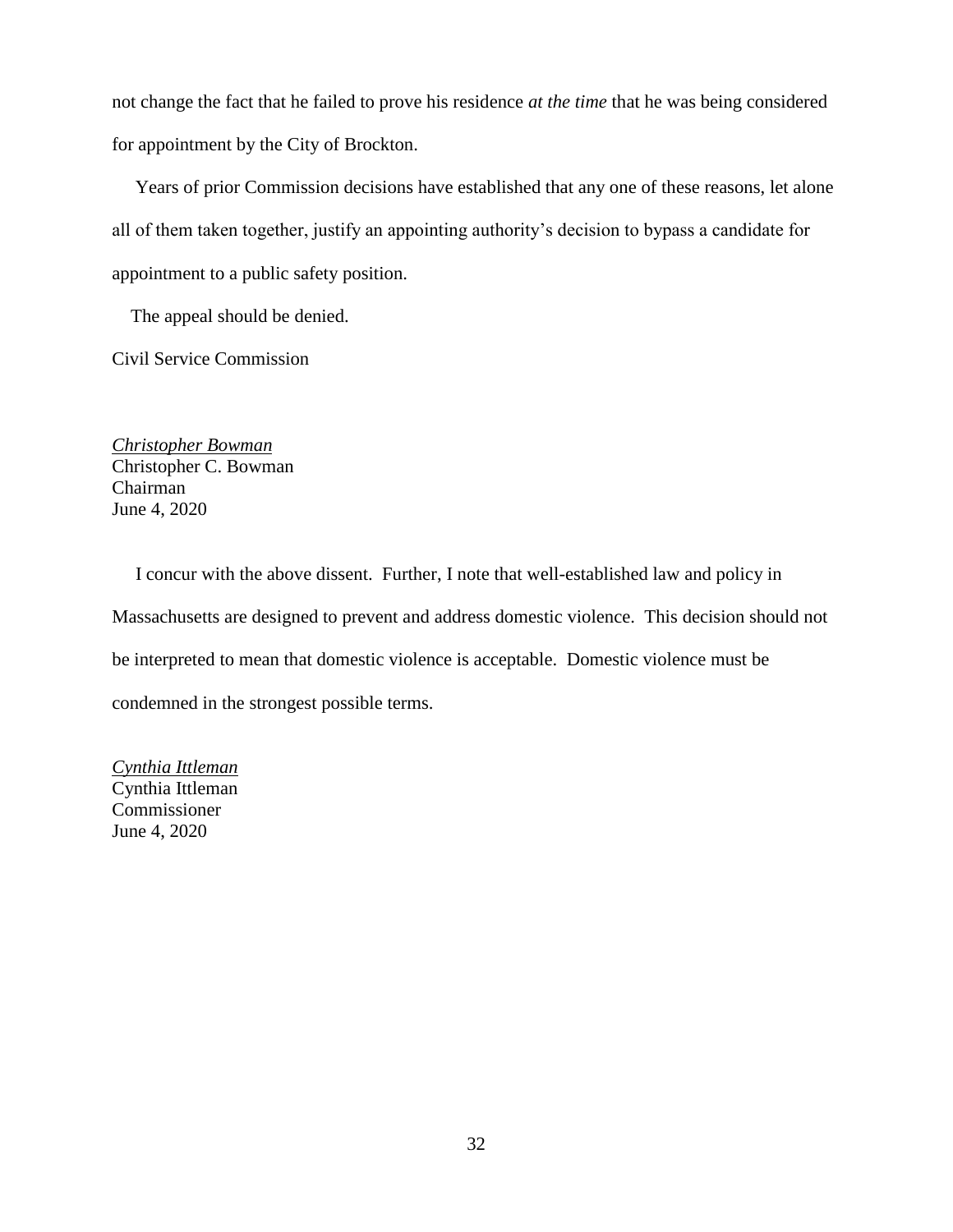not change the fact that he failed to prove his residence *at the time* that he was being considered for appointment by the City of Brockton.

Years of prior Commission decisions have established that any one of these reasons, let alone all of them taken together, justify an appointing authority's decision to bypass a candidate for appointment to a public safety position.

The appeal should be denied.

Civil Service Commission

*Christopher Bowman*
Christopher C. Bowman
Chairman
June 4, 2020

I concur with the above dissent. Further, I note that well-established law and policy in Massachusetts are designed to prevent and address domestic violence. This decision should not be interpreted to mean that domestic violence is acceptable. Domestic violence must be condemned in the strongest possible terms.

*Cynthia Ittleman*
Cynthia Ittleman
Commissioner
June 4, 2020